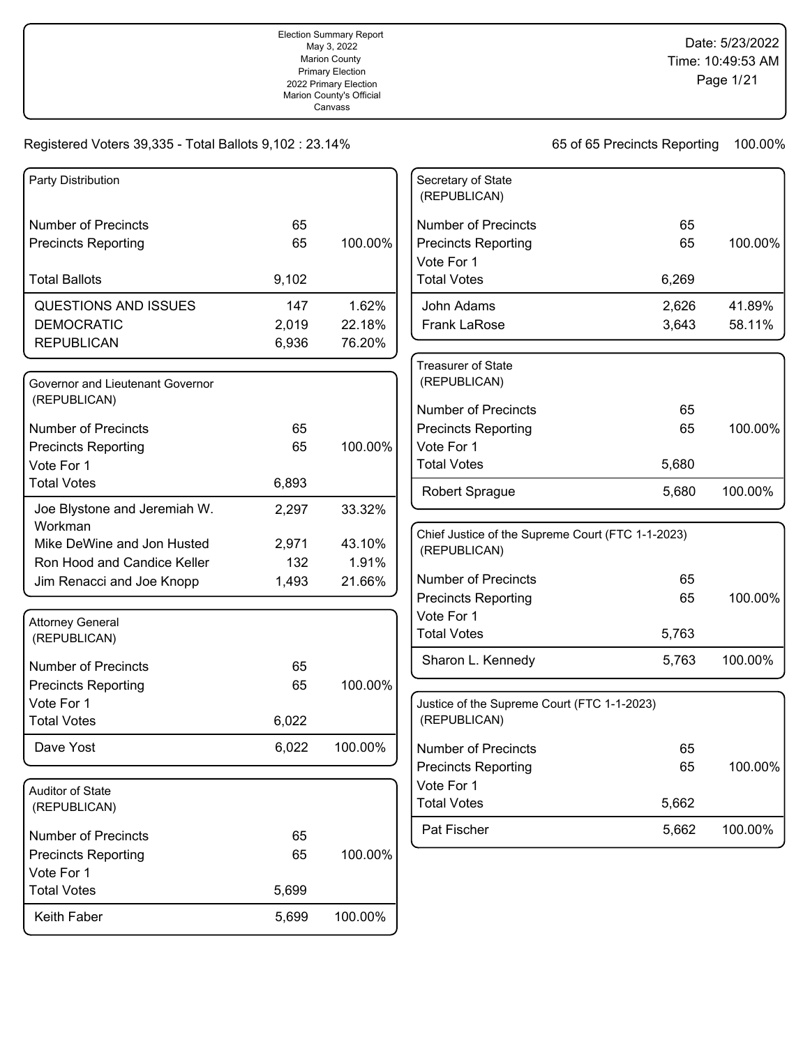Election Summary Report
May 3, 2022
Marion County
Primary Election
2022 Primary Election
Marion County's Official
Canvass

Date: 5/23/2022
Time: 10:49:53 AM

Registered Voters 39,335 - Total Ballots 9,102 : 23.14%

65 of 65 Precincts Reporting 100.00%

### Party Distribution

| | | |
|---|---|---|
| Number of Precincts | 65 | |
| Precincts Reporting | 65 | 100.00% |
| Total Ballots | 9,102 | |
| QUESTIONS AND ISSUES | 147 | 1.62% |
| DEMOCRATIC | 2,019 | 22.18% |
| REPUBLICAN | 6,936 | 76.20% |

### Governor and Lieutenant Governor (REPUBLICAN)

| | | |
|---|---|---|
| Number of Precincts | 65 | |
| Precincts Reporting | 65 | 100.00% |
| Vote For 1 | | |
| Total Votes | 6,893 | |
| Joe Blystone and Jeremiah W. Workman | 2,297 | 33.32% |
| Mike DeWine and Jon Husted | 2,971 | 43.10% |
| Ron Hood and Candice Keller | 132 | 1.91% |
| Jim Renacci and Joe Knopp | 1,493 | 21.66% |

### Attorney General (REPUBLICAN)

| | | |
|---|---|---|
| Number of Precincts | 65 | |
| Precincts Reporting | 65 | 100.00% |
| Vote For 1 | | |
| Total Votes | 6,022 | |
| Dave Yost | 6,022 | 100.00% |

### Auditor of State (REPUBLICAN)

| | | |
|---|---|---|
| Number of Precincts | 65 | |
| Precincts Reporting | 65 | 100.00% |
| Vote For 1 | | |
| Total Votes | 5,699 | |
| Keith Faber | 5,699 | 100.00% |

### Secretary of State (REPUBLICAN)

| | | |
|---|---|---|
| Number of Precincts | 65 | |
| Precincts Reporting | 65 | 100.00% |
| Vote For 1 | | |
| Total Votes | 6,269 | |
| John Adams | 2,626 | 41.89% |
| Frank LaRose | 3,643 | 58.11% |

### Treasurer of State (REPUBLICAN)

| | | |
|---|---|---|
| Number of Precincts | 65 | |
| Precincts Reporting | 65 | 100.00% |
| Vote For 1 | | |
| Total Votes | 5,680 | |
| Robert Sprague | 5,680 | 100.00% |

### Chief Justice of the Supreme Court (FTC 1-1-2023) (REPUBLICAN)

| | | |
|---|---|---|
| Number of Precincts | 65 | |
| Precincts Reporting | 65 | 100.00% |
| Vote For 1 | | |
| Total Votes | 5,763 | |
| Sharon L. Kennedy | 5,763 | 100.00% |

### Justice of the Supreme Court (FTC 1-1-2023) (REPUBLICAN)

| | | |
|---|---|---|
| Number of Precincts | 65 | |
| Precincts Reporting | 65 | 100.00% |
| Vote For 1 | | |
| Total Votes | 5,662 | |
| Pat Fischer | 5,662 | 100.00% |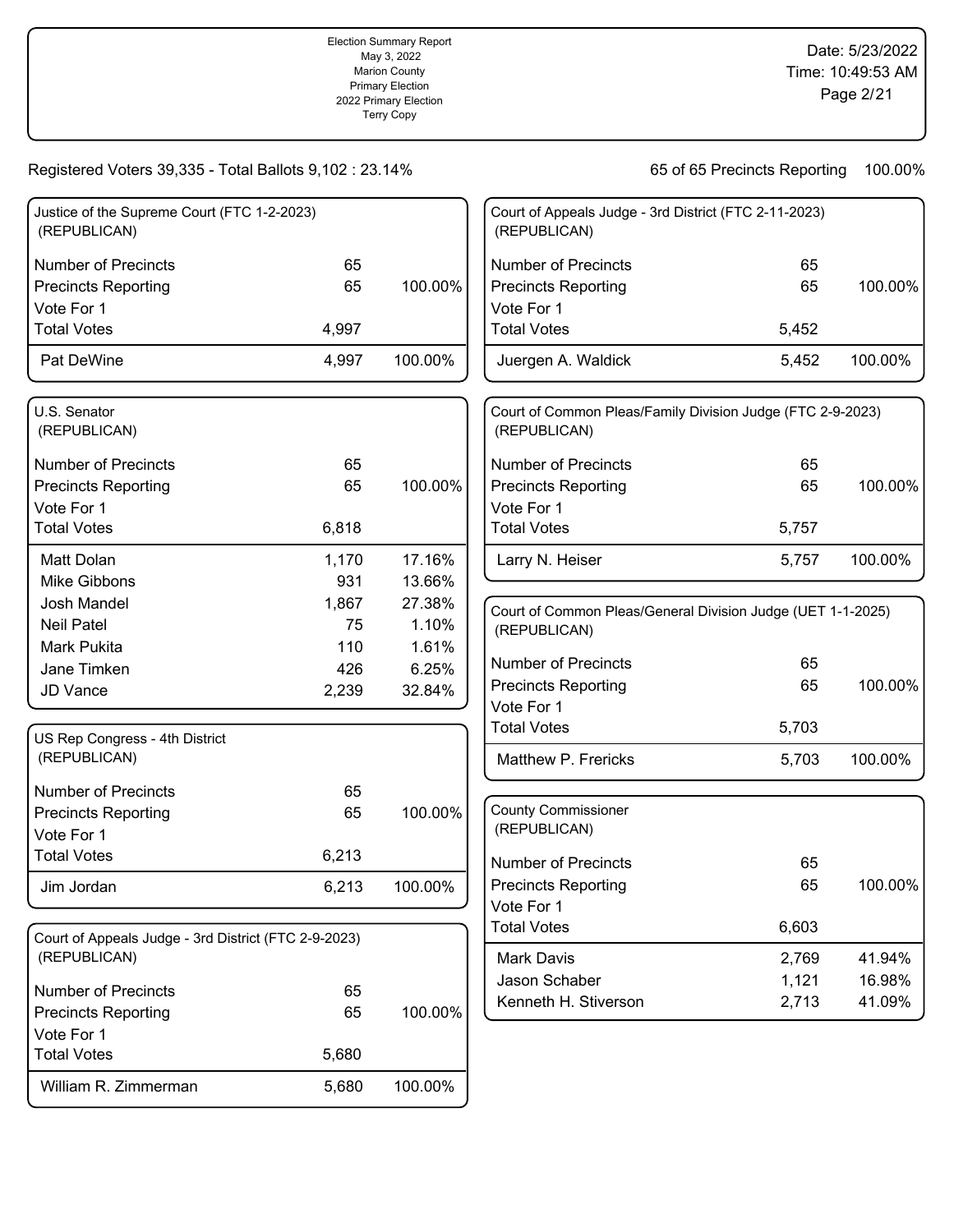Election Summary Report
May 3, 2022
Marion County
Primary Election
2022 Primary Election
Terry Copy

Date: 5/23/2022
Time: 10:49:53 AM

Registered Voters 39,335 - Total Ballots 9,102 : 23.14%

65 of 65 Precincts Reporting 100.00%

### Justice of the Supreme Court (FTC 1-2-2023) (REPUBLICAN)

| | | |
|---|---|---|
| Number of Precincts | 65 | |
| Precincts Reporting | 65 | 100.00% |
| Vote For 1 | | |
| Total Votes | 4,997 | |
| Pat DeWine | 4,997 | 100.00% |

### U.S. Senator (REPUBLICAN)

| | | |
|---|---|---|
| Number of Precincts | 65 | |
| Precincts Reporting | 65 | 100.00% |
| Vote For 1 | | |
| Total Votes | 6,818 | |
| Matt Dolan | 1,170 | 17.16% |
| Mike Gibbons | 931 | 13.66% |
| Josh Mandel | 1,867 | 27.38% |
| Neil Patel | 75 | 1.10% |
| Mark Pukita | 110 | 1.61% |
| Jane Timken | 426 | 6.25% |
| JD Vance | 2,239 | 32.84% |

### US Rep Congress - 4th District (REPUBLICAN)

| | | |
|---|---|---|
| Number of Precincts | 65 | |
| Precincts Reporting | 65 | 100.00% |
| Vote For 1 | | |
| Total Votes | 6,213 | |
| Jim Jordan | 6,213 | 100.00% |

### Court of Appeals Judge - 3rd District (FTC 2-9-2023) (REPUBLICAN)

| | | |
|---|---|---|
| Number of Precincts | 65 | |
| Precincts Reporting | 65 | 100.00% |
| Vote For 1 | | |
| Total Votes | 5,680 | |
| William R. Zimmerman | 5,680 | 100.00% |

### Court of Appeals Judge - 3rd District (FTC 2-11-2023) (REPUBLICAN)

| | | |
|---|---|---|
| Number of Precincts | 65 | |
| Precincts Reporting | 65 | 100.00% |
| Vote For 1 | | |
| Total Votes | 5,452 | |
| Juergen A. Waldick | 5,452 | 100.00% |

### Court of Common Pleas/Family Division Judge (FTC 2-9-2023) (REPUBLICAN)

| | | |
|---|---|---|
| Number of Precincts | 65 | |
| Precincts Reporting | 65 | 100.00% |
| Vote For 1 | | |
| Total Votes | 5,757 | |
| Larry N. Heiser | 5,757 | 100.00% |

### Court of Common Pleas/General Division Judge (UET 1-1-2025) (REPUBLICAN)

| | | |
|---|---|---|
| Number of Precincts | 65 | |
| Precincts Reporting | 65 | 100.00% |
| Vote For 1 | | |
| Total Votes | 5,703 | |
| Matthew P. Frericks | 5,703 | 100.00% |

### County Commissioner (REPUBLICAN)

| | | |
|---|---|---|
| Number of Precincts | 65 | |
| Precincts Reporting | 65 | 100.00% |
| Vote For 1 | | |
| Total Votes | 6,603 | |
| Mark Davis | 2,769 | 41.94% |
| Jason Schaber | 1,121 | 16.98% |
| Kenneth H. Stiverson | 2,713 | 41.09% |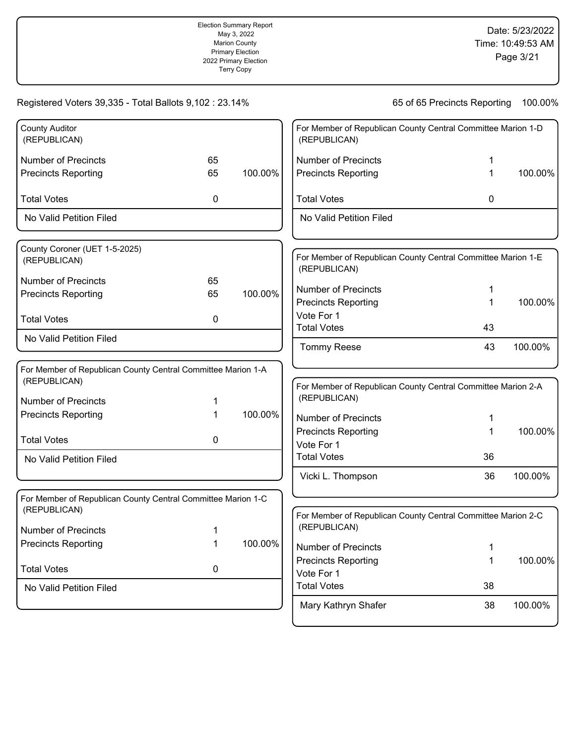Registered Voters 39,335 - Total Ballots 9,102 : 23.14%

65 of 65 Precincts Reporting 100.00%

### County Auditor (REPUBLICAN)

| | | |
|---|---|---|
| Number of Precincts | 65 | |
| Precincts Reporting | 65 | 100.00% |
| Total Votes | 0 | |

No Valid Petition Filed

### County Coroner (UET 1-5-2025) (REPUBLICAN)

| | | |
|---|---|---|
| Number of Precincts | 65 | |
| Precincts Reporting | 65 | 100.00% |
| Total Votes | 0 | |

No Valid Petition Filed

### For Member of Republican County Central Committee Marion 1-A (REPUBLICAN)

| | | |
|---|---|---|
| Number of Precincts | 1 | |
| Precincts Reporting | 1 | 100.00% |
| Total Votes | 0 | |

No Valid Petition Filed

### For Member of Republican County Central Committee Marion 1-C (REPUBLICAN)

| | | |
|---|---|---|
| Number of Precincts | 1 | |
| Precincts Reporting | 1 | 100.00% |
| Total Votes | 0 | |

No Valid Petition Filed

### For Member of Republican County Central Committee Marion 1-D (REPUBLICAN)

| | | |
|---|---|---|
| Number of Precincts | 1 | |
| Precincts Reporting | 1 | 100.00% |
| Total Votes | 0 | |

No Valid Petition Filed

### For Member of Republican County Central Committee Marion 1-E (REPUBLICAN)

| | | |
|---|---|---|
| Number of Precincts | 1 | |
| Precincts Reporting | 1 | 100.00% |
| Vote For 1 | | |
| Total Votes | 43 | |
| Tommy Reese | 43 | 100.00% |

### For Member of Republican County Central Committee Marion 2-A (REPUBLICAN)

| | | |
|---|---|---|
| Number of Precincts | 1 | |
| Precincts Reporting | 1 | 100.00% |
| Vote For 1 | | |
| Total Votes | 36 | |
| Vicki L. Thompson | 36 | 100.00% |

### For Member of Republican County Central Committee Marion 2-C (REPUBLICAN)

| | | |
|---|---|---|
| Number of Precincts | 1 | |
| Precincts Reporting | 1 | 100.00% |
| Vote For 1 | | |
| Total Votes | 38 | |
| Mary Kathryn Shafer | 38 | 100.00% |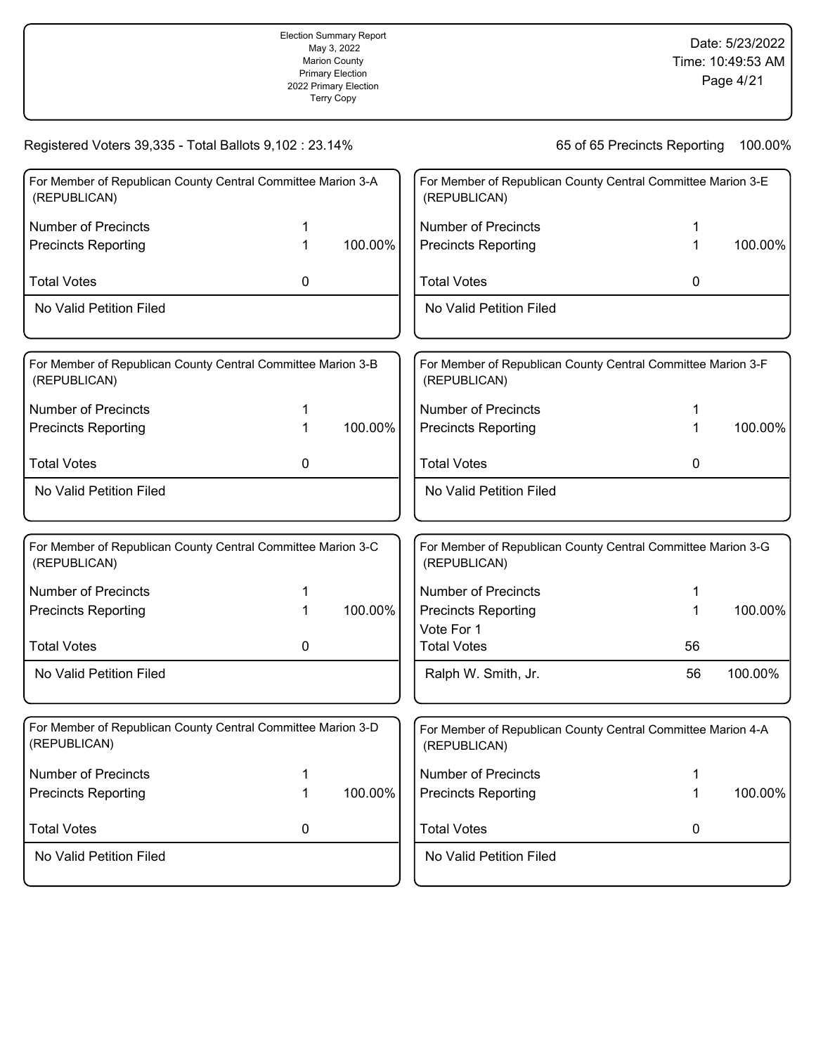Election Summary Report
May 3, 2022
Marion County
Primary Election
2022 Primary Election
Terry Copy

Date: 5/23/2022
Time: 10:49:53 AM

Registered Voters 39,335 - Total Ballots 9,102 : 23.14%

65 of 65 Precincts Reporting 100.00%

### For Member of Republican County Central Committee Marion 3-A (REPUBLICAN)

| | | |
|---|---|---|
| Number of Precincts | 1 | |
| Precincts Reporting | 1 | 100.00% |
| Total Votes | 0 | |

No Valid Petition Filed

### For Member of Republican County Central Committee Marion 3-B (REPUBLICAN)

| | | |
|---|---|---|
| Number of Precincts | 1 | |
| Precincts Reporting | 1 | 100.00% |
| Total Votes | 0 | |

No Valid Petition Filed

### For Member of Republican County Central Committee Marion 3-C (REPUBLICAN)

| | | |
|---|---|---|
| Number of Precincts | 1 | |
| Precincts Reporting | 1 | 100.00% |
| Total Votes | 0 | |

No Valid Petition Filed

### For Member of Republican County Central Committee Marion 3-D (REPUBLICAN)

| | | |
|---|---|---|
| Number of Precincts | 1 | |
| Precincts Reporting | 1 | 100.00% |
| Total Votes | 0 | |

No Valid Petition Filed

### For Member of Republican County Central Committee Marion 3-E (REPUBLICAN)

| | | |
|---|---|---|
| Number of Precincts | 1 | |
| Precincts Reporting | 1 | 100.00% |
| Total Votes | 0 | |

No Valid Petition Filed

### For Member of Republican County Central Committee Marion 3-F (REPUBLICAN)

| | | |
|---|---|---|
| Number of Precincts | 1 | |
| Precincts Reporting | 1 | 100.00% |
| Total Votes | 0 | |

No Valid Petition Filed

### For Member of Republican County Central Committee Marion 3-G (REPUBLICAN)

| | | |
|---|---|---|
| Number of Precincts | 1 | |
| Precincts Reporting | 1 | 100.00% |
| Vote For 1 | | |
| Total Votes | 56 | |
| Ralph W. Smith, Jr. | 56 | 100.00% |

### For Member of Republican County Central Committee Marion 4-A (REPUBLICAN)

| | | |
|---|---|---|
| Number of Precincts | 1 | |
| Precincts Reporting | 1 | 100.00% |
| Total Votes | 0 | |

No Valid Petition Filed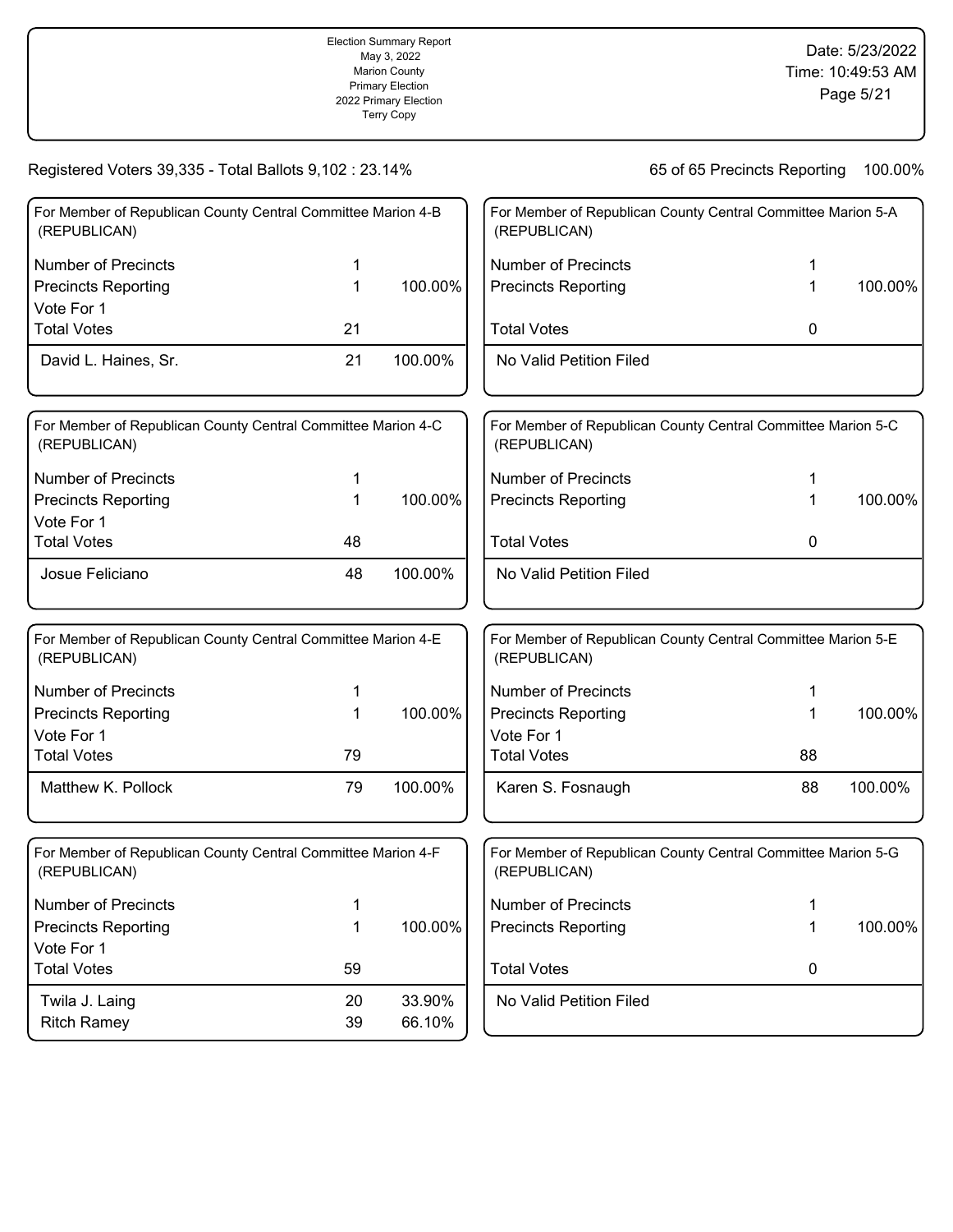Election Summary Report
May 3, 2022
Marion County
Primary Election
2022 Primary Election
Terry Copy

Date: 5/23/2022
Time: 10:49:53 AM

Registered Voters 39,335 - Total Ballots 9,102 : 23.14%

65 of 65 Precincts Reporting 100.00%

### For Member of Republican County Central Committee Marion 4-B (REPUBLICAN)

| | | |
|---|---|---|
| Number of Precincts | 1 | |
| Precincts Reporting | 1 | 100.00% |
| Vote For 1 | | |
| Total Votes | 21 | |
| David L. Haines, Sr. | 21 | 100.00% |

### For Member of Republican County Central Committee Marion 4-C (REPUBLICAN)

| | | |
|---|---|---|
| Number of Precincts | 1 | |
| Precincts Reporting | 1 | 100.00% |
| Vote For 1 | | |
| Total Votes | 48 | |
| Josue Feliciano | 48 | 100.00% |

### For Member of Republican County Central Committee Marion 4-E (REPUBLICAN)

| | | |
|---|---|---|
| Number of Precincts | 1 | |
| Precincts Reporting | 1 | 100.00% |
| Vote For 1 | | |
| Total Votes | 79 | |
| Matthew K. Pollock | 79 | 100.00% |

### For Member of Republican County Central Committee Marion 4-F (REPUBLICAN)

| | | |
|---|---|---|
| Number of Precincts | 1 | |
| Precincts Reporting | 1 | 100.00% |
| Vote For 1 | | |
| Total Votes | 59 | |
| Twila J. Laing | 20 | 33.90% |
| Ritch Ramey | 39 | 66.10% |

### For Member of Republican County Central Committee Marion 5-A (REPUBLICAN)

| | | |
|---|---|---|
| Number of Precincts | 1 | |
| Precincts Reporting | 1 | 100.00% |
| Total Votes | 0 | |
| No Valid Petition Filed | | |

### For Member of Republican County Central Committee Marion 5-C (REPUBLICAN)

| | | |
|---|---|---|
| Number of Precincts | 1 | |
| Precincts Reporting | 1 | 100.00% |
| Total Votes | 0 | |
| No Valid Petition Filed | | |

### For Member of Republican County Central Committee Marion 5-E (REPUBLICAN)

| | | |
|---|---|---|
| Number of Precincts | 1 | |
| Precincts Reporting | 1 | 100.00% |
| Vote For 1 | | |
| Total Votes | 88 | |
| Karen S. Fosnaugh | 88 | 100.00% |

### For Member of Republican County Central Committee Marion 5-G (REPUBLICAN)

| | | |
|---|---|---|
| Number of Precincts | 1 | |
| Precincts Reporting | 1 | 100.00% |
| Total Votes | 0 | |
| No Valid Petition Filed | | |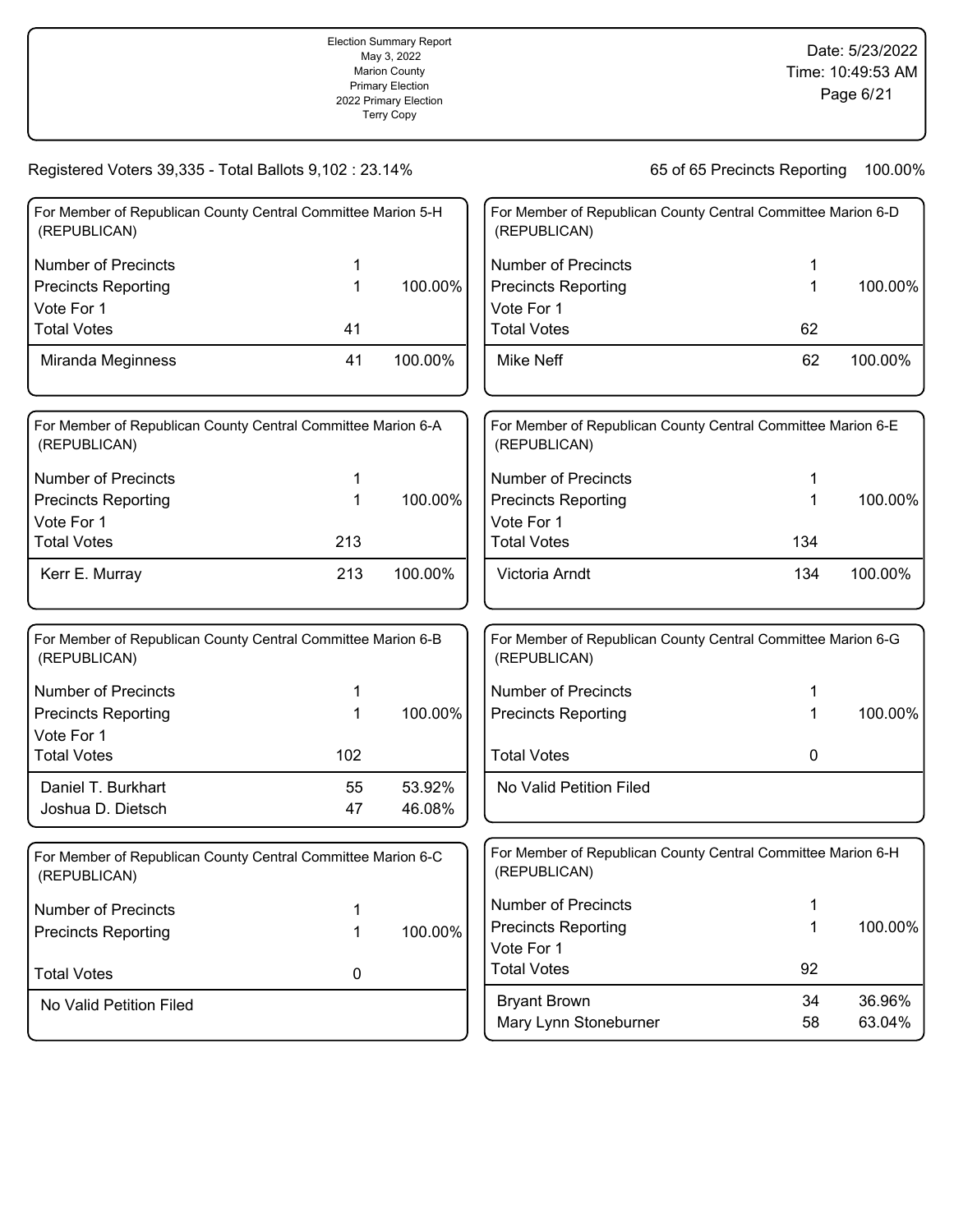Registered Voters 39,335 - Total Ballots 9,102 : 23.14%

65 of 65 Precincts Reporting 100.00%

### For Member of Republican County Central Committee Marion 5-H (REPUBLICAN)

| | | |
|---|---|---|
| Number of Precincts | 1 | |
| Precincts Reporting | 1 | 100.00% |
| Vote For 1 | | |
| Total Votes | 41 | |
| Miranda Meginness | 41 | 100.00% |

### For Member of Republican County Central Committee Marion 6-A (REPUBLICAN)

| | | |
|---|---|---|
| Number of Precincts | 1 | |
| Precincts Reporting | 1 | 100.00% |
| Vote For 1 | | |
| Total Votes | 213 | |
| Kerr E. Murray | 213 | 100.00% |

### For Member of Republican County Central Committee Marion 6-B (REPUBLICAN)

| | | |
|---|---|---|
| Number of Precincts | 1 | |
| Precincts Reporting | 1 | 100.00% |
| Vote For 1 | | |
| Total Votes | 102 | |
| Daniel T. Burkhart | 55 | 53.92% |
| Joshua D. Dietsch | 47 | 46.08% |

### For Member of Republican County Central Committee Marion 6-C (REPUBLICAN)

| | | |
|---|---|---|
| Number of Precincts | 1 | |
| Precincts Reporting | 1 | 100.00% |
| Total Votes | 0 | |
| No Valid Petition Filed | | |

### For Member of Republican County Central Committee Marion 6-D (REPUBLICAN)

| | | |
|---|---|---|
| Number of Precincts | 1 | |
| Precincts Reporting | 1 | 100.00% |
| Vote For 1 | | |
| Total Votes | 62 | |
| Mike Neff | 62 | 100.00% |

### For Member of Republican County Central Committee Marion 6-E (REPUBLICAN)

| | | |
|---|---|---|
| Number of Precincts | 1 | |
| Precincts Reporting | 1 | 100.00% |
| Vote For 1 | | |
| Total Votes | 134 | |
| Victoria Arndt | 134 | 100.00% |

### For Member of Republican County Central Committee Marion 6-G (REPUBLICAN)

| | | |
|---|---|---|
| Number of Precincts | 1 | |
| Precincts Reporting | 1 | 100.00% |
| Total Votes | 0 | |
| No Valid Petition Filed | | |

### For Member of Republican County Central Committee Marion 6-H (REPUBLICAN)

| | | |
|---|---|---|
| Number of Precincts | 1 | |
| Precincts Reporting | 1 | 100.00% |
| Vote For 1 | | |
| Total Votes | 92 | |
| Bryant Brown | 34 | 36.96% |
| Mary Lynn Stoneburner | 58 | 63.04% |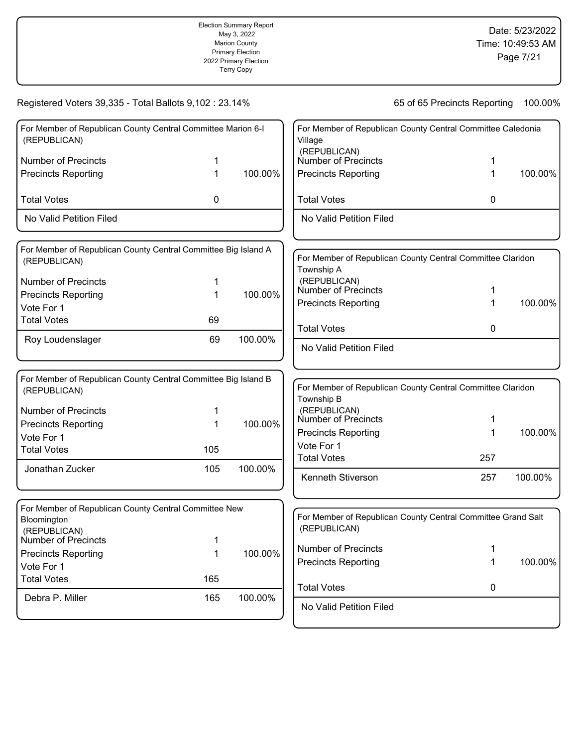Election Summary Report
May 3, 2022
Marion County
Primary Election
2022 Primary Election
Terry Copy

Date: 5/23/2022
Time: 10:49:53 AM

Registered Voters 39,335 - Total Ballots 9,102 : 23.14%

65 of 65 Precincts Reporting 100.00%

### For Member of Republican County Central Committee Marion 6-I (REPUBLICAN)

| | | |
|---|---|---|
| Number of Precincts | 1 | |
| Precincts Reporting | 1 | 100.00% |
| Total Votes | 0 | |

No Valid Petition Filed

### For Member of Republican County Central Committee Big Island A (REPUBLICAN)

| | | |
|---|---|---|
| Number of Precincts | 1 | |
| Precincts Reporting | 1 | 100.00% |
| Vote For 1 | | |
| Total Votes | 69 | |
| Roy Loudenslager | 69 | 100.00% |

### For Member of Republican County Central Committee Big Island B (REPUBLICAN)

| | | |
|---|---|---|
| Number of Precincts | 1 | |
| Precincts Reporting | 1 | 100.00% |
| Vote For 1 | | |
| Total Votes | 105 | |
| Jonathan Zucker | 105 | 100.00% |

### For Member of Republican County Central Committee New Bloomington (REPUBLICAN)

| | | |
|---|---|---|
| Number of Precincts | 1 | |
| Precincts Reporting | 1 | 100.00% |
| Vote For 1 | | |
| Total Votes | 165 | |
| Debra P. Miller | 165 | 100.00% |

### For Member of Republican County Central Committee Caledonia Village (REPUBLICAN)

| | | |
|---|---|---|
| Number of Precincts | 1 | |
| Precincts Reporting | 1 | 100.00% |
| Total Votes | 0 | |

No Valid Petition Filed

### For Member of Republican County Central Committee Claridon Township A (REPUBLICAN)

| | | |
|---|---|---|
| Number of Precincts | 1 | |
| Precincts Reporting | 1 | 100.00% |
| Total Votes | 0 | |

No Valid Petition Filed

### For Member of Republican County Central Committee Claridon Township B (REPUBLICAN)

| | | |
|---|---|---|
| Number of Precincts | 1 | |
| Precincts Reporting | 1 | 100.00% |
| Vote For 1 | | |
| Total Votes | 257 | |
| Kenneth Stiverson | 257 | 100.00% |

### For Member of Republican County Central Committee Grand Salt (REPUBLICAN)

| | | |
|---|---|---|
| Number of Precincts | 1 | |
| Precincts Reporting | 1 | 100.00% |
| Total Votes | 0 | |

No Valid Petition Filed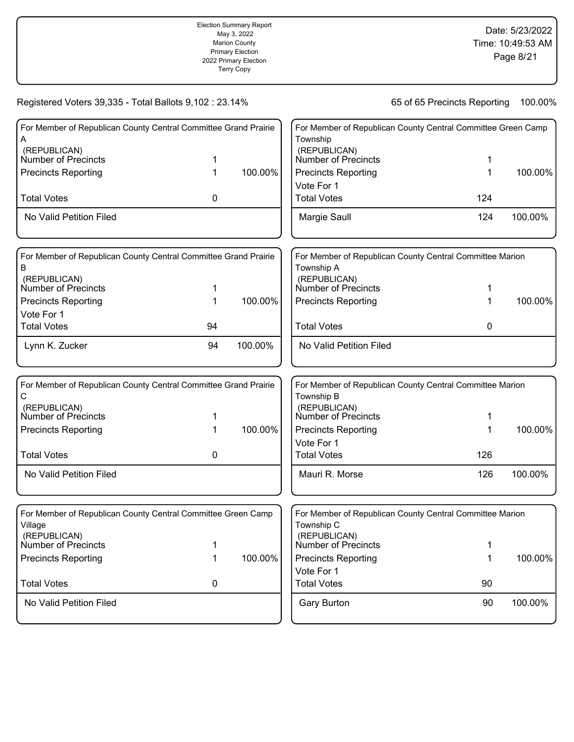Election Summary Report
May 3, 2022
Marion County
Primary Election
2022 Primary Election
Terry Copy

Date: 5/23/2022
Time: 10:49:53 AM

Registered Voters 39,335 - Total Ballots 9,102 : 23.14%

65 of 65 Precincts Reporting 100.00%

### For Member of Republican County Central Committee Grand Prairie A (REPUBLICAN)

| | | |
|---|---|---|
| Number of Precincts | 1 | |
| Precincts Reporting | 1 | 100.00% |
| Total Votes | 0 | |
| No Valid Petition Filed | | |

### For Member of Republican County Central Committee Grand Prairie B (REPUBLICAN)

| | | |
|---|---|---|
| Number of Precincts | 1 | |
| Precincts Reporting | 1 | 100.00% |
| Vote For 1 | | |
| Total Votes | 94 | |
| Lynn K. Zucker | 94 | 100.00% |

### For Member of Republican County Central Committee Grand Prairie C (REPUBLICAN)

| | | |
|---|---|---|
| Number of Precincts | 1 | |
| Precincts Reporting | 1 | 100.00% |
| Total Votes | 0 | |
| No Valid Petition Filed | | |

### For Member of Republican County Central Committee Green Camp Village (REPUBLICAN)

| | | |
|---|---|---|
| Number of Precincts | 1 | |
| Precincts Reporting | 1 | 100.00% |
| Total Votes | 0 | |
| No Valid Petition Filed | | |

### For Member of Republican County Central Committee Green Camp Township (REPUBLICAN)

| | | |
|---|---|---|
| Number of Precincts | 1 | |
| Precincts Reporting | 1 | 100.00% |
| Vote For 1 | | |
| Total Votes | 124 | |
| Margie Saull | 124 | 100.00% |

### For Member of Republican County Central Committee Marion Township A (REPUBLICAN)

| | | |
|---|---|---|
| Number of Precincts | 1 | |
| Precincts Reporting | 1 | 100.00% |
| Total Votes | 0 | |
| No Valid Petition Filed | | |

### For Member of Republican County Central Committee Marion Township B (REPUBLICAN)

| | | |
|---|---|---|
| Number of Precincts | 1 | |
| Precincts Reporting | 1 | 100.00% |
| Vote For 1 | | |
| Total Votes | 126 | |
| Mauri R. Morse | 126 | 100.00% |

### For Member of Republican County Central Committee Marion Township C (REPUBLICAN)

| | | |
|---|---|---|
| Number of Precincts | 1 | |
| Precincts Reporting | 1 | 100.00% |
| Vote For 1 | | |
| Total Votes | 90 | |
| Gary Burton | 90 | 100.00% |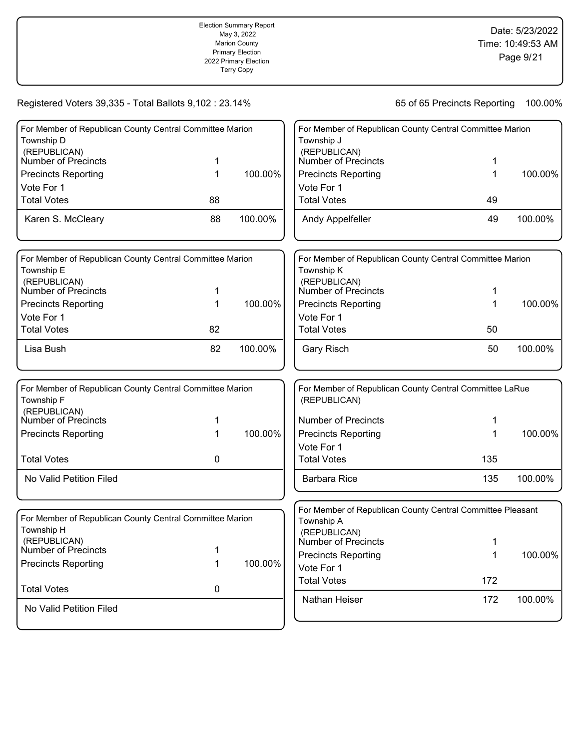Registered Voters 39,335 - Total Ballots 9,102 : 23.14%

65 of 65 Precincts Reporting 100.00%

### For Member of Republican County Central Committee Marion Township D (REPUBLICAN)

| | | |
|---|---|---|
| Number of Precincts | 1 | |
| Precincts Reporting | 1 | 100.00% |
| Vote For 1 | | |
| Total Votes | 88 | |
| Karen S. McCleary | 88 | 100.00% |

### For Member of Republican County Central Committee Marion Township E (REPUBLICAN)

| | | |
|---|---|---|
| Number of Precincts | 1 | |
| Precincts Reporting | 1 | 100.00% |
| Vote For 1 | | |
| Total Votes | 82 | |
| Lisa Bush | 82 | 100.00% |

### For Member of Republican County Central Committee Marion Township F (REPUBLICAN)

| | | |
|---|---|---|
| Number of Precincts | 1 | |
| Precincts Reporting | 1 | 100.00% |
| Total Votes | 0 | |
| No Valid Petition Filed | | |

### For Member of Republican County Central Committee Marion Township H (REPUBLICAN)

| | | |
|---|---|---|
| Number of Precincts | 1 | |
| Precincts Reporting | 1 | 100.00% |
| Total Votes | 0 | |
| No Valid Petition Filed | | |

### For Member of Republican County Central Committee Marion Township J (REPUBLICAN)

| | | |
|---|---|---|
| Number of Precincts | 1 | |
| Precincts Reporting | 1 | 100.00% |
| Vote For 1 | | |
| Total Votes | 49 | |
| Andy Appelfeller | 49 | 100.00% |

### For Member of Republican County Central Committee Marion Township K (REPUBLICAN)

| | | |
|---|---|---|
| Number of Precincts | 1 | |
| Precincts Reporting | 1 | 100.00% |
| Vote For 1 | | |
| Total Votes | 50 | |
| Gary Risch | 50 | 100.00% |

### For Member of Republican County Central Committee LaRue (REPUBLICAN)

| | | |
|---|---|---|
| Number of Precincts | 1 | |
| Precincts Reporting | 1 | 100.00% |
| Vote For 1 | | |
| Total Votes | 135 | |
| Barbara Rice | 135 | 100.00% |

### For Member of Republican County Central Committee Pleasant Township A (REPUBLICAN)

| | | |
|---|---|---|
| Number of Precincts | 1 | |
| Precincts Reporting | 1 | 100.00% |
| Vote For 1 | | |
| Total Votes | 172 | |
| Nathan Heiser | 172 | 100.00% |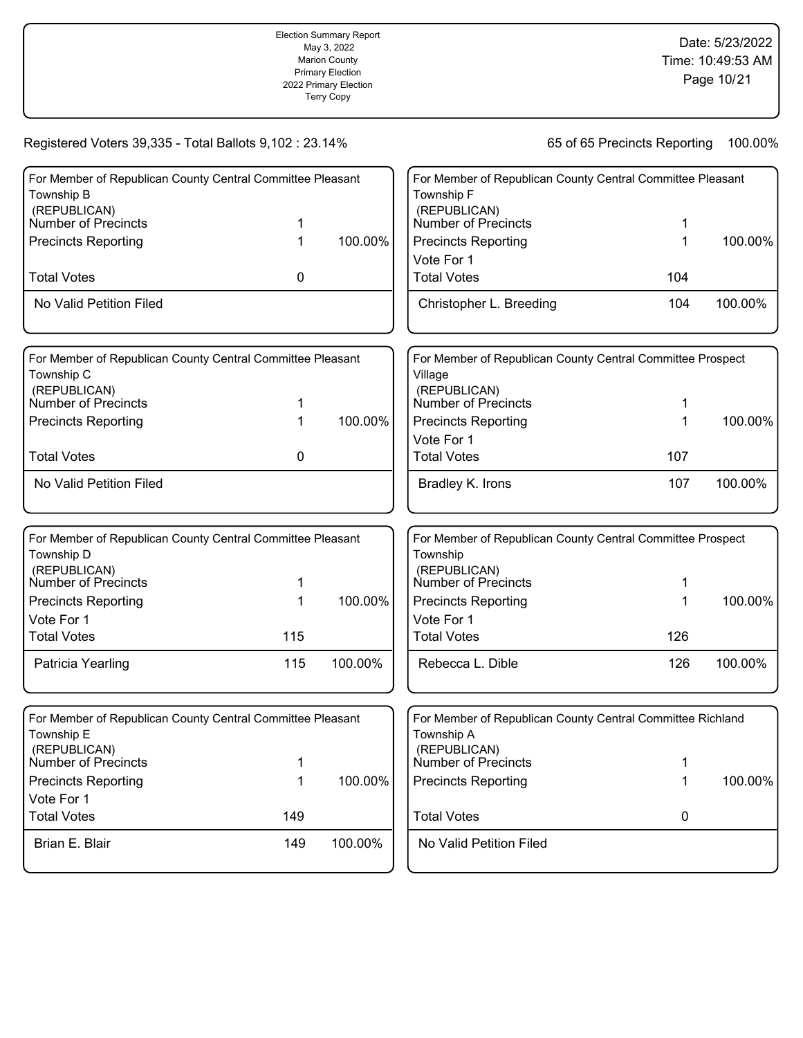Election Summary Report
May 3, 2022
Marion County
Primary Election
2022 Primary Election
Terry Copy

Date: 5/23/2022
Time: 10:49:53 AM

Registered Voters 39,335 - Total Ballots 9,102 : 23.14%

65 of 65 Precincts Reporting 100.00%

### For Member of Republican County Central Committee Pleasant Township B (REPUBLICAN)

| | | |
|---|---|---|
| Number of Precincts | 1 | |
| Precincts Reporting | 1 | 100.00% |
| Total Votes | 0 | |
| No Valid Petition Filed | | |

### For Member of Republican County Central Committee Pleasant Township C (REPUBLICAN)

| | | |
|---|---|---|
| Number of Precincts | 1 | |
| Precincts Reporting | 1 | 100.00% |
| Total Votes | 0 | |
| No Valid Petition Filed | | |

### For Member of Republican County Central Committee Pleasant Township D (REPUBLICAN)

| | | |
|---|---|---|
| Number of Precincts | 1 | |
| Precincts Reporting | 1 | 100.00% |
| Vote For 1 | | |
| Total Votes | 115 | |
| Patricia Yearling | 115 | 100.00% |

### For Member of Republican County Central Committee Pleasant Township E (REPUBLICAN)

| | | |
|---|---|---|
| Number of Precincts | 1 | |
| Precincts Reporting | 1 | 100.00% |
| Vote For 1 | | |
| Total Votes | 149 | |
| Brian E. Blair | 149 | 100.00% |

### For Member of Republican County Central Committee Pleasant Township F (REPUBLICAN)

| | | |
|---|---|---|
| Number of Precincts | 1 | |
| Precincts Reporting | 1 | 100.00% |
| Vote For 1 | | |
| Total Votes | 104 | |
| Christopher L. Breeding | 104 | 100.00% |

### For Member of Republican County Central Committee Prospect Village (REPUBLICAN)

| | | |
|---|---|---|
| Number of Precincts | 1 | |
| Precincts Reporting | 1 | 100.00% |
| Vote For 1 | | |
| Total Votes | 107 | |
| Bradley K. Irons | 107 | 100.00% |

### For Member of Republican County Central Committee Prospect Township (REPUBLICAN)

| | | |
|---|---|---|
| Number of Precincts | 1 | |
| Precincts Reporting | 1 | 100.00% |
| Vote For 1 | | |
| Total Votes | 126 | |
| Rebecca L. Dible | 126 | 100.00% |

### For Member of Republican County Central Committee Richland Township A (REPUBLICAN)

| | | |
|---|---|---|
| Number of Precincts | 1 | |
| Precincts Reporting | 1 | 100.00% |
| Total Votes | 0 | |
| No Valid Petition Filed | | |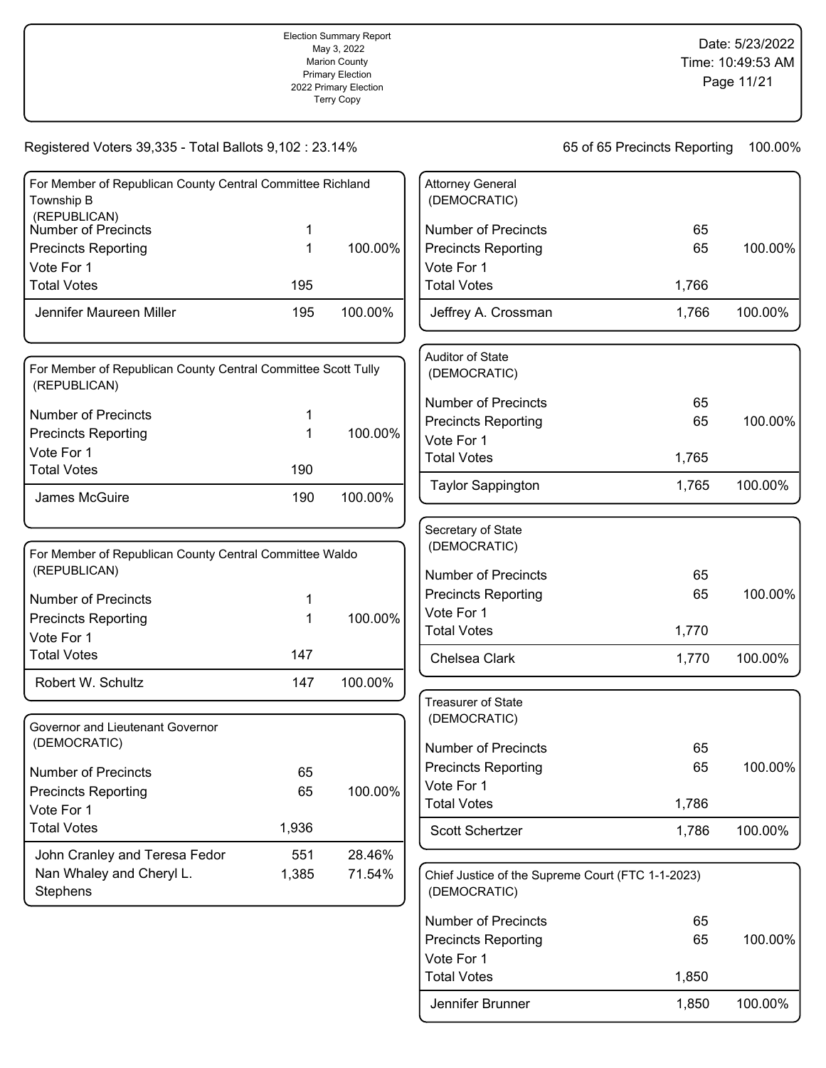Election Summary Report
May 3, 2022
Marion County
Primary Election
2022 Primary Election
Terry Copy

Date: 5/23/2022
Time: 10:49:53 AM

Registered Voters 39,335 - Total Ballots 9,102 : 23.14%

65 of 65 Precincts Reporting 100.00%

### For Member of Republican County Central Committee Richland Township B (REPUBLICAN)

| | | |
|---|---|---|
| Number of Precincts | 1 | |
| Precincts Reporting | 1 | 100.00% |
| Vote For 1 | | |
| Total Votes | 195 | |
| Jennifer Maureen Miller | 195 | 100.00% |

### For Member of Republican County Central Committee Scott Tully (REPUBLICAN)

| | | |
|---|---|---|
| Number of Precincts | 1 | |
| Precincts Reporting | 1 | 100.00% |
| Vote For 1 | | |
| Total Votes | 190 | |
| James McGuire | 190 | 100.00% |

### For Member of Republican County Central Committee Waldo (REPUBLICAN)

| | | |
|---|---|---|
| Number of Precincts | 1 | |
| Precincts Reporting | 1 | 100.00% |
| Vote For 1 | | |
| Total Votes | 147 | |
| Robert W. Schultz | 147 | 100.00% |

### Governor and Lieutenant Governor (DEMOCRATIC)

| | | |
|---|---|---|
| Number of Precincts | 65 | |
| Precincts Reporting | 65 | 100.00% |
| Vote For 1 | | |
| Total Votes | 1,936 | |
| John Cranley and Teresa Fedor | 551 | 28.46% |
| Nan Whaley and Cheryl L. Stephens | 1,385 | 71.54% |

### Attorney General (DEMOCRATIC)

| | | |
|---|---|---|
| Number of Precincts | 65 | |
| Precincts Reporting | 65 | 100.00% |
| Vote For 1 | | |
| Total Votes | 1,766 | |
| Jeffrey A. Crossman | 1,766 | 100.00% |

### Auditor of State (DEMOCRATIC)

| | | |
|---|---|---|
| Number of Precincts | 65 | |
| Precincts Reporting | 65 | 100.00% |
| Vote For 1 | | |
| Total Votes | 1,765 | |
| Taylor Sappington | 1,765 | 100.00% |

### Secretary of State (DEMOCRATIC)

| | | |
|---|---|---|
| Number of Precincts | 65 | |
| Precincts Reporting | 65 | 100.00% |
| Vote For 1 | | |
| Total Votes | 1,770 | |
| Chelsea Clark | 1,770 | 100.00% |

### Treasurer of State (DEMOCRATIC)

| | | |
|---|---|---|
| Number of Precincts | 65 | |
| Precincts Reporting | 65 | 100.00% |
| Vote For 1 | | |
| Total Votes | 1,786 | |
| Scott Schertzer | 1,786 | 100.00% |

### Chief Justice of the Supreme Court (FTC 1-1-2023) (DEMOCRATIC)

| | | |
|---|---|---|
| Number of Precincts | 65 | |
| Precincts Reporting | 65 | 100.00% |
| Vote For 1 | | |
| Total Votes | 1,850 | |
| Jennifer Brunner | 1,850 | 100.00% |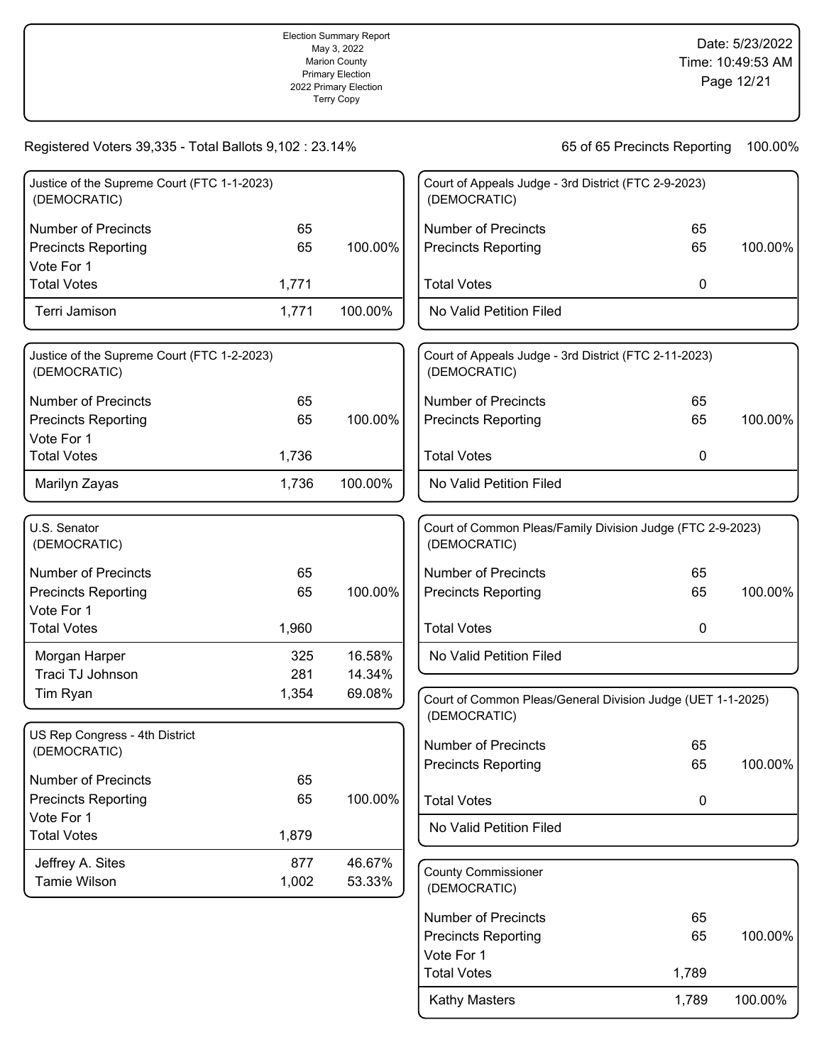Election Summary Report
May 3, 2022
Marion County
Primary Election
2022 Primary Election
Terry Copy

Date: 5/23/2022
Time: 10:49:53 AM

Registered Voters 39,335 - Total Ballots 9,102 : 23.14%

65 of 65 Precincts Reporting 100.00%

### Justice of the Supreme Court (FTC 1-1-2023) (DEMOCRATIC)

| | | |
|---|---|---|
| Number of Precincts | 65 | |
| Precincts Reporting | 65 | 100.00% |
| Vote For 1 | | |
| Total Votes | 1,771 | |
| Terri Jamison | 1,771 | 100.00% |

### Justice of the Supreme Court (FTC 1-2-2023) (DEMOCRATIC)

| | | |
|---|---|---|
| Number of Precincts | 65 | |
| Precincts Reporting | 65 | 100.00% |
| Vote For 1 | | |
| Total Votes | 1,736 | |
| Marilyn Zayas | 1,736 | 100.00% |

### U.S. Senator (DEMOCRATIC)

| | | |
|---|---|---|
| Number of Precincts | 65 | |
| Precincts Reporting | 65 | 100.00% |
| Vote For 1 | | |
| Total Votes | 1,960 | |
| Morgan Harper | 325 | 16.58% |
| Traci TJ Johnson | 281 | 14.34% |
| Tim Ryan | 1,354 | 69.08% |

### US Rep Congress - 4th District (DEMOCRATIC)

| | | |
|---|---|---|
| Number of Precincts | 65 | |
| Precincts Reporting | 65 | 100.00% |
| Vote For 1 | | |
| Total Votes | 1,879 | |
| Jeffrey A. Sites | 877 | 46.67% |
| Tamie Wilson | 1,002 | 53.33% |

### Court of Appeals Judge - 3rd District (FTC 2-9-2023) (DEMOCRATIC)

| | | |
|---|---|---|
| Number of Precincts | 65 | |
| Precincts Reporting | 65 | 100.00% |
| Total Votes | 0 | |
| No Valid Petition Filed | | |

### Court of Appeals Judge - 3rd District (FTC 2-11-2023) (DEMOCRATIC)

| | | |
|---|---|---|
| Number of Precincts | 65 | |
| Precincts Reporting | 65 | 100.00% |
| Total Votes | 0 | |
| No Valid Petition Filed | | |

### Court of Common Pleas/Family Division Judge (FTC 2-9-2023) (DEMOCRATIC)

| | | |
|---|---|---|
| Number of Precincts | 65 | |
| Precincts Reporting | 65 | 100.00% |
| Total Votes | 0 | |
| No Valid Petition Filed | | |

### Court of Common Pleas/General Division Judge (UET 1-1-2025) (DEMOCRATIC)

| | | |
|---|---|---|
| Number of Precincts | 65 | |
| Precincts Reporting | 65 | 100.00% |
| Total Votes | 0 | |
| No Valid Petition Filed | | |

### County Commissioner (DEMOCRATIC)

| | | |
|---|---|---|
| Number of Precincts | 65 | |
| Precincts Reporting | 65 | 100.00% |
| Vote For 1 | | |
| Total Votes | 1,789 | |
| Kathy Masters | 1,789 | 100.00% |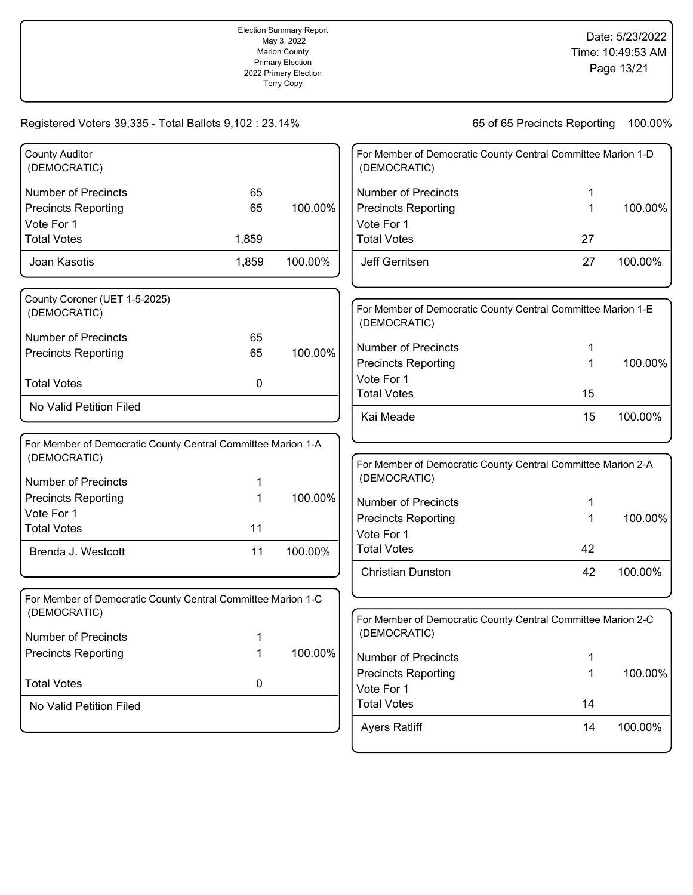Election Summary Report
May 3, 2022
Marion County
Primary Election
2022 Primary Election
Terry Copy

Date: 5/23/2022
Time: 10:49:53 AM

Registered Voters 39,335 - Total Ballots 9,102 : 23.14%

65 of 65 Precincts Reporting 100.00%

### County Auditor (DEMOCRATIC)

| | | |
|---|---|---|
| Number of Precincts | 65 | |
| Precincts Reporting | 65 | 100.00% |
| Vote For 1 | | |
| Total Votes | 1,859 | |
| Joan Kasotis | 1,859 | 100.00% |

### County Coroner (UET 1-5-2025) (DEMOCRATIC)

| | | |
|---|---|---|
| Number of Precincts | 65 | |
| Precincts Reporting | 65 | 100.00% |
| Total Votes | 0 | |
| No Valid Petition Filed | | |

### For Member of Democratic County Central Committee Marion 1-A (DEMOCRATIC)

| | | |
|---|---|---|
| Number of Precincts | 1 | |
| Precincts Reporting | 1 | 100.00% |
| Vote For 1 | | |
| Total Votes | 11 | |
| Brenda J. Westcott | 11 | 100.00% |

### For Member of Democratic County Central Committee Marion 1-C (DEMOCRATIC)

| | | |
|---|---|---|
| Number of Precincts | 1 | |
| Precincts Reporting | 1 | 100.00% |
| Total Votes | 0 | |
| No Valid Petition Filed | | |

### For Member of Democratic County Central Committee Marion 1-D (DEMOCRATIC)

| | | |
|---|---|---|
| Number of Precincts | 1 | |
| Precincts Reporting | 1 | 100.00% |
| Vote For 1 | | |
| Total Votes | 27 | |
| Jeff Gerritsen | 27 | 100.00% |

### For Member of Democratic County Central Committee Marion 1-E (DEMOCRATIC)

| | | |
|---|---|---|
| Number of Precincts | 1 | |
| Precincts Reporting | 1 | 100.00% |
| Vote For 1 | | |
| Total Votes | 15 | |
| Kai Meade | 15 | 100.00% |

### For Member of Democratic County Central Committee Marion 2-A (DEMOCRATIC)

| | | |
|---|---|---|
| Number of Precincts | 1 | |
| Precincts Reporting | 1 | 100.00% |
| Vote For 1 | | |
| Total Votes | 42 | |
| Christian Dunston | 42 | 100.00% |

### For Member of Democratic County Central Committee Marion 2-C (DEMOCRATIC)

| | | |
|---|---|---|
| Number of Precincts | 1 | |
| Precincts Reporting | 1 | 100.00% |
| Vote For 1 | | |
| Total Votes | 14 | |
| Ayers Ratliff | 14 | 100.00% |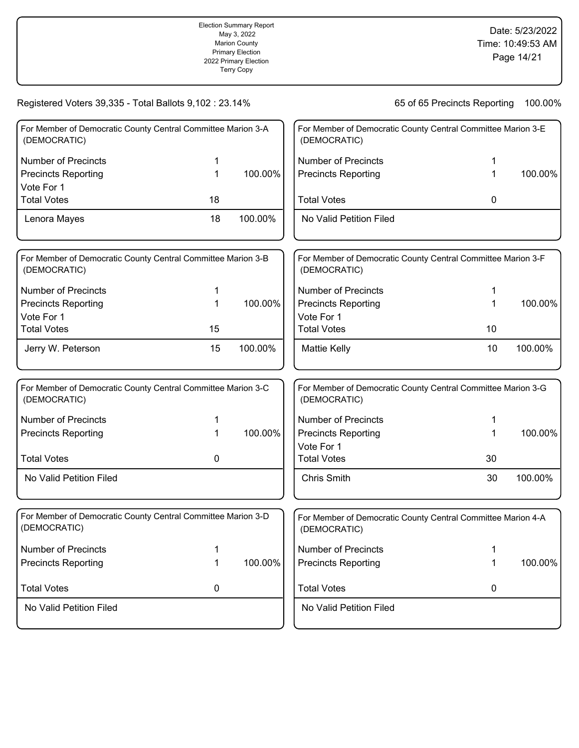Election Summary Report
May 3, 2022
Marion County
Primary Election
2022 Primary Election
Terry Copy

Date: 5/23/2022
Time: 10:49:53 AM

Registered Voters 39,335 - Total Ballots 9,102 : 23.14%

65 of 65 Precincts Reporting 100.00%

### For Member of Democratic County Central Committee Marion 3-A (DEMOCRATIC)

| | | |
|---|---|---|
| Number of Precincts | 1 | |
| Precincts Reporting | 1 | 100.00% |
| Vote For 1 | | |
| Total Votes | 18 | |
| Lenora Mayes | 18 | 100.00% |

### For Member of Democratic County Central Committee Marion 3-B (DEMOCRATIC)

| | | |
|---|---|---|
| Number of Precincts | 1 | |
| Precincts Reporting | 1 | 100.00% |
| Vote For 1 | | |
| Total Votes | 15 | |
| Jerry W. Peterson | 15 | 100.00% |

### For Member of Democratic County Central Committee Marion 3-C (DEMOCRATIC)

| | | |
|---|---|---|
| Number of Precincts | 1 | |
| Precincts Reporting | 1 | 100.00% |
| Total Votes | 0 | |
| No Valid Petition Filed | | |

### For Member of Democratic County Central Committee Marion 3-D (DEMOCRATIC)

| | | |
|---|---|---|
| Number of Precincts | 1 | |
| Precincts Reporting | 1 | 100.00% |
| Total Votes | 0 | |
| No Valid Petition Filed | | |

### For Member of Democratic County Central Committee Marion 3-E (DEMOCRATIC)

| | | |
|---|---|---|
| Number of Precincts | 1 | |
| Precincts Reporting | 1 | 100.00% |
| Total Votes | 0 | |
| No Valid Petition Filed | | |

### For Member of Democratic County Central Committee Marion 3-F (DEMOCRATIC)

| | | |
|---|---|---|
| Number of Precincts | 1 | |
| Precincts Reporting | 1 | 100.00% |
| Vote For 1 | | |
| Total Votes | 10 | |
| Mattie Kelly | 10 | 100.00% |

### For Member of Democratic County Central Committee Marion 3-G (DEMOCRATIC)

| | | |
|---|---|---|
| Number of Precincts | 1 | |
| Precincts Reporting | 1 | 100.00% |
| Vote For 1 | | |
| Total Votes | 30 | |
| Chris Smith | 30 | 100.00% |

### For Member of Democratic County Central Committee Marion 4-A (DEMOCRATIC)

| | | |
|---|---|---|
| Number of Precincts | 1 | |
| Precincts Reporting | 1 | 100.00% |
| Total Votes | 0 | |
| No Valid Petition Filed | | |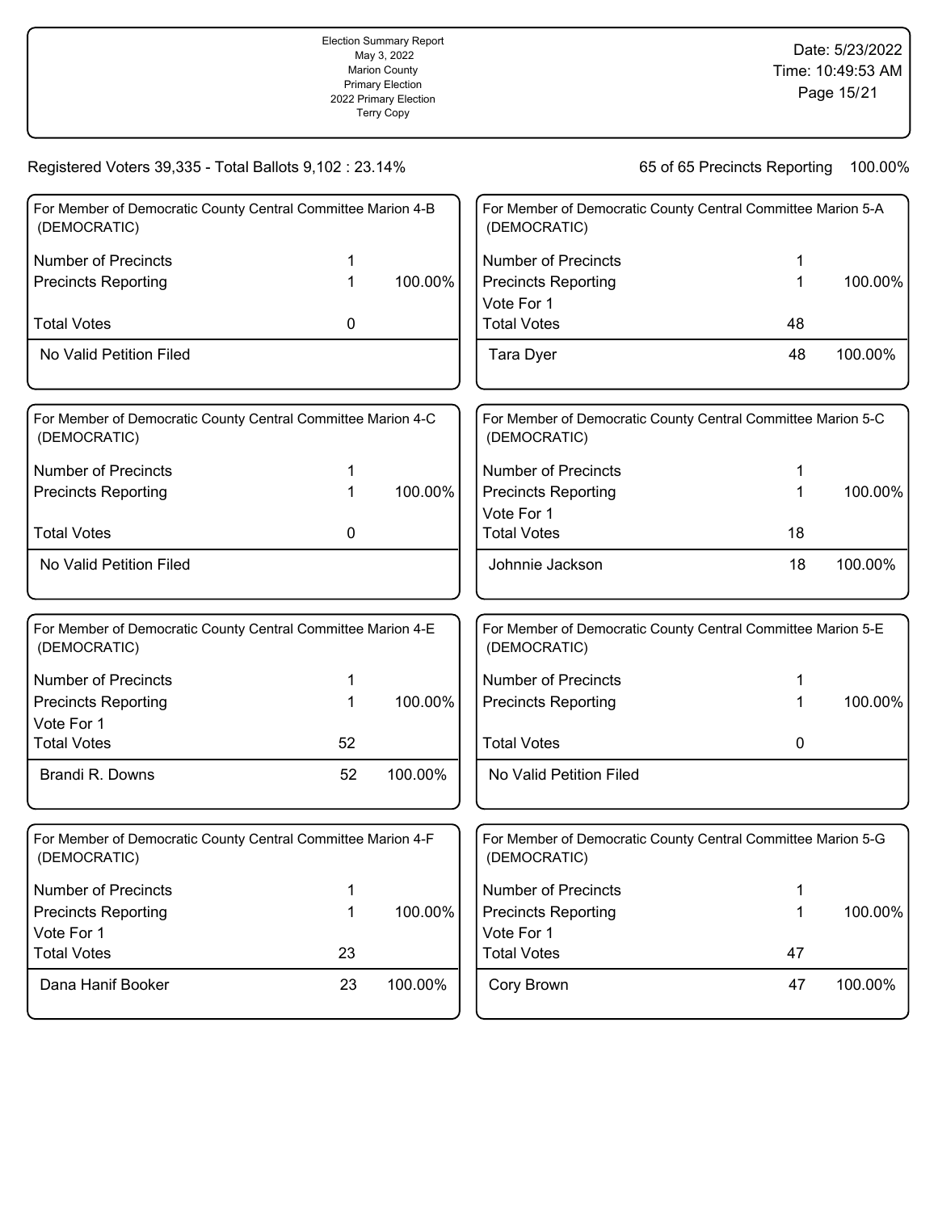Election Summary Report
May 3, 2022
Marion County
Primary Election
2022 Primary Election
Terry Copy

Date: 5/23/2022
Time: 10:49:53 AM

Registered Voters 39,335 - Total Ballots 9,102 : 23.14%

65 of 65 Precincts Reporting 100.00%

### For Member of Democratic County Central Committee Marion 4-B (DEMOCRATIC)

| | | |
|---|---|---|
| Number of Precincts | 1 | |
| Precincts Reporting | 1 | 100.00% |
| Total Votes | 0 | |
| No Valid Petition Filed | | |

### For Member of Democratic County Central Committee Marion 4-C (DEMOCRATIC)

| | | |
|---|---|---|
| Number of Precincts | 1 | |
| Precincts Reporting | 1 | 100.00% |
| Total Votes | 0 | |
| No Valid Petition Filed | | |

### For Member of Democratic County Central Committee Marion 4-E (DEMOCRATIC)

| | | |
|---|---|---|
| Number of Precincts | 1 | |
| Precincts Reporting | 1 | 100.00% |
| Vote For 1 | | |
| Total Votes | 52 | |
| Brandi R. Downs | 52 | 100.00% |

### For Member of Democratic County Central Committee Marion 4-F (DEMOCRATIC)

| | | |
|---|---|---|
| Number of Precincts | 1 | |
| Precincts Reporting | 1 | 100.00% |
| Vote For 1 | | |
| Total Votes | 23 | |
| Dana Hanif Booker | 23 | 100.00% |

### For Member of Democratic County Central Committee Marion 5-A (DEMOCRATIC)

| | | |
|---|---|---|
| Number of Precincts | 1 | |
| Precincts Reporting | 1 | 100.00% |
| Vote For 1 | | |
| Total Votes | 48 | |
| Tara Dyer | 48 | 100.00% |

### For Member of Democratic County Central Committee Marion 5-C (DEMOCRATIC)

| | | |
|---|---|---|
| Number of Precincts | 1 | |
| Precincts Reporting | 1 | 100.00% |
| Vote For 1 | | |
| Total Votes | 18 | |
| Johnnie Jackson | 18 | 100.00% |

### For Member of Democratic County Central Committee Marion 5-E (DEMOCRATIC)

| | | |
|---|---|---|
| Number of Precincts | 1 | |
| Precincts Reporting | 1 | 100.00% |
| Total Votes | 0 | |
| No Valid Petition Filed | | |

### For Member of Democratic County Central Committee Marion 5-G (DEMOCRATIC)

| | | |
|---|---|---|
| Number of Precincts | 1 | |
| Precincts Reporting | 1 | 100.00% |
| Vote For 1 | | |
| Total Votes | 47 | |
| Cory Brown | 47 | 100.00% |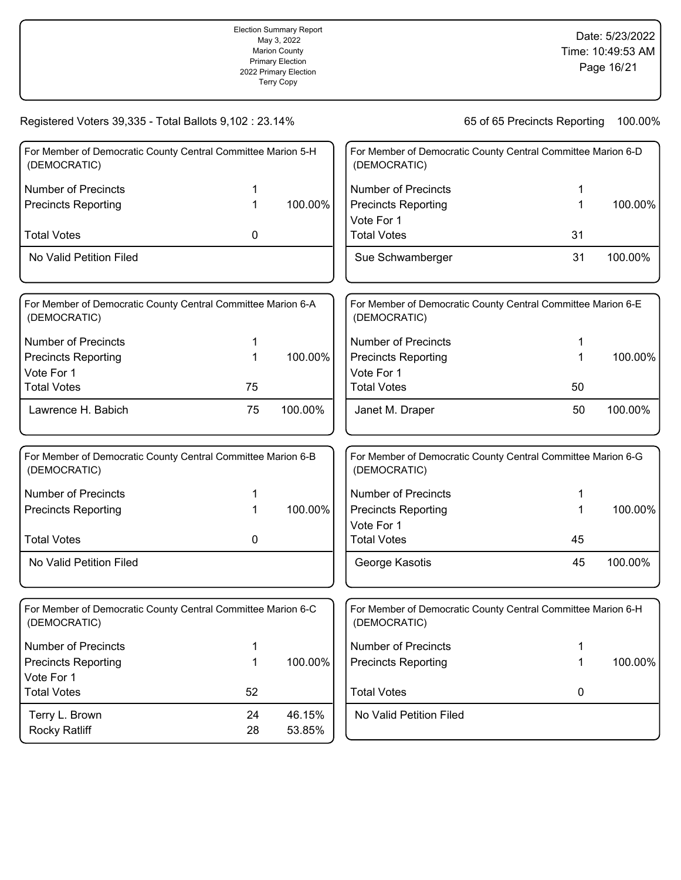Election Summary Report
May 3, 2022
Marion County
Primary Election
2022 Primary Election
Terry Copy

Date: 5/23/2022
Time: 10:49:53 AM

Registered Voters 39,335 - Total Ballots 9,102 : 23.14%

65 of 65 Precincts Reporting 100.00%

### For Member of Democratic County Central Committee Marion 5-H (DEMOCRATIC)

| | | |
|---|---|---|
| Number of Precincts | 1 | |
| Precincts Reporting | 1 | 100.00% |
| Total Votes | 0 | |
| No Valid Petition Filed | | |

### For Member of Democratic County Central Committee Marion 6-A (DEMOCRATIC)

| | | |
|---|---|---|
| Number of Precincts | 1 | |
| Precincts Reporting | 1 | 100.00% |
| Vote For 1 | | |
| Total Votes | 75 | |
| Lawrence H. Babich | 75 | 100.00% |

### For Member of Democratic County Central Committee Marion 6-B (DEMOCRATIC)

| | | |
|---|---|---|
| Number of Precincts | 1 | |
| Precincts Reporting | 1 | 100.00% |
| Total Votes | 0 | |
| No Valid Petition Filed | | |

### For Member of Democratic County Central Committee Marion 6-C (DEMOCRATIC)

| | | |
|---|---|---|
| Number of Precincts | 1 | |
| Precincts Reporting | 1 | 100.00% |
| Vote For 1 | | |
| Total Votes | 52 | |
| Terry L. Brown | 24 | 46.15% |
| Rocky Ratliff | 28 | 53.85% |

### For Member of Democratic County Central Committee Marion 6-D (DEMOCRATIC)

| | | |
|---|---|---|
| Number of Precincts | 1 | |
| Precincts Reporting | 1 | 100.00% |
| Vote For 1 | | |
| Total Votes | 31 | |
| Sue Schwamberger | 31 | 100.00% |

### For Member of Democratic County Central Committee Marion 6-E (DEMOCRATIC)

| | | |
|---|---|---|
| Number of Precincts | 1 | |
| Precincts Reporting | 1 | 100.00% |
| Vote For 1 | | |
| Total Votes | 50 | |
| Janet M. Draper | 50 | 100.00% |

### For Member of Democratic County Central Committee Marion 6-G (DEMOCRATIC)

| | | |
|---|---|---|
| Number of Precincts | 1 | |
| Precincts Reporting | 1 | 100.00% |
| Vote For 1 | | |
| Total Votes | 45 | |
| George Kasotis | 45 | 100.00% |

### For Member of Democratic County Central Committee Marion 6-H (DEMOCRATIC)

| | | |
|---|---|---|
| Number of Precincts | 1 | |
| Precincts Reporting | 1 | 100.00% |
| Total Votes | 0 | |
| No Valid Petition Filed | | |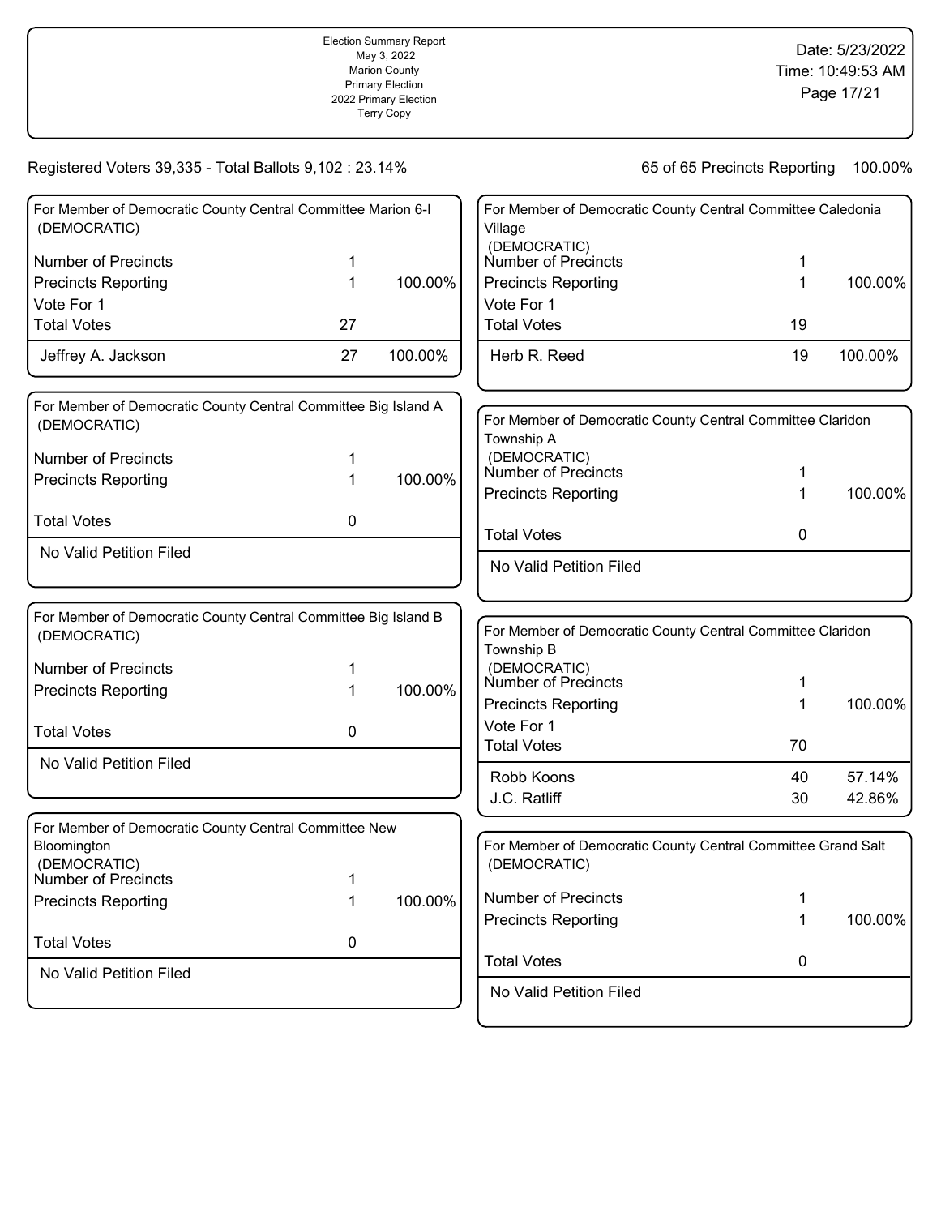Registered Voters 39,335 - Total Ballots 9,102 : 23.14%

65 of 65 Precincts Reporting 100.00%

### For Member of Democratic County Central Committee Marion 6-I (DEMOCRATIC)

| | | |
|---|---|---|
| Number of Precincts | 1 | |
| Precincts Reporting | 1 | 100.00% |
| Vote For 1 | | |
| Total Votes | 27 | |
| Jeffrey A. Jackson | 27 | 100.00% |

### For Member of Democratic County Central Committee Big Island A (DEMOCRATIC)

| | | |
|---|---|---|
| Number of Precincts | 1 | |
| Precincts Reporting | 1 | 100.00% |
| Total Votes | 0 | |
| No Valid Petition Filed | | |

### For Member of Democratic County Central Committee Big Island B (DEMOCRATIC)

| | | |
|---|---|---|
| Number of Precincts | 1 | |
| Precincts Reporting | 1 | 100.00% |
| Total Votes | 0 | |
| No Valid Petition Filed | | |

### For Member of Democratic County Central Committee New Bloomington (DEMOCRATIC)

| | | |
|---|---|---|
| Number of Precincts | 1 | |
| Precincts Reporting | 1 | 100.00% |
| Total Votes | 0 | |
| No Valid Petition Filed | | |

### For Member of Democratic County Central Committee Caledonia Village (DEMOCRATIC)

| | | |
|---|---|---|
| Number of Precincts | 1 | |
| Precincts Reporting | 1 | 100.00% |
| Vote For 1 | | |
| Total Votes | 19 | |
| Herb R. Reed | 19 | 100.00% |

### For Member of Democratic County Central Committee Claridon Township A (DEMOCRATIC)

| | | |
|---|---|---|
| Number of Precincts | 1 | |
| Precincts Reporting | 1 | 100.00% |
| Total Votes | 0 | |
| No Valid Petition Filed | | |

### For Member of Democratic County Central Committee Claridon Township B (DEMOCRATIC)

| | | |
|---|---|---|
| Number of Precincts | 1 | |
| Precincts Reporting | 1 | 100.00% |
| Vote For 1 | | |
| Total Votes | 70 | |
| Robb Koons | 40 | 57.14% |
| J.C. Ratliff | 30 | 42.86% |

### For Member of Democratic County Central Committee Grand Salt (DEMOCRATIC)

| | | |
|---|---|---|
| Number of Precincts | 1 | |
| Precincts Reporting | 1 | 100.00% |
| Total Votes | 0 | |
| No Valid Petition Filed | | |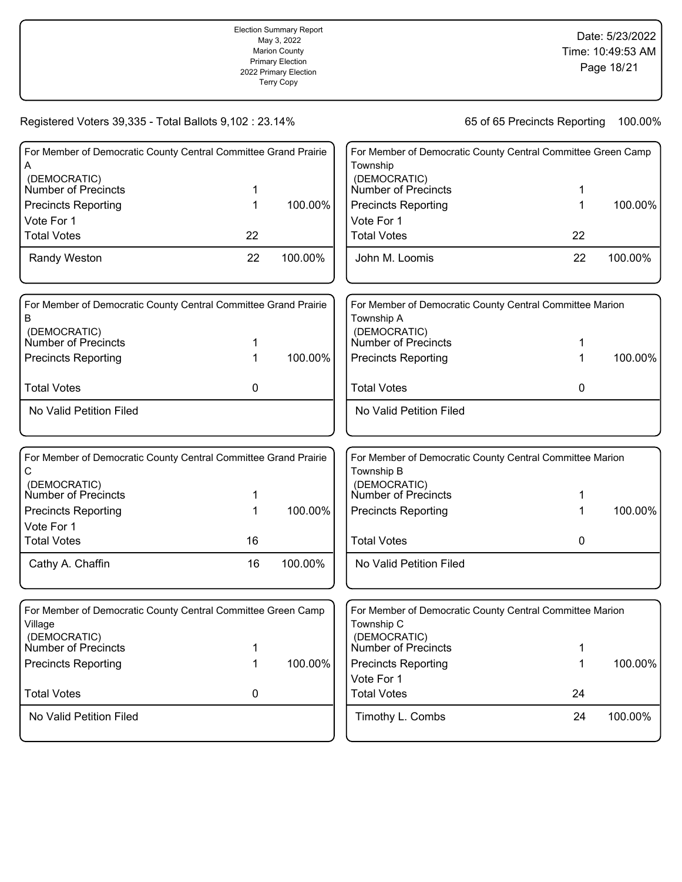Election Summary Report
May 3, 2022
Marion County
Primary Election
2022 Primary Election
Terry Copy

Date: 5/23/2022
Time: 10:49:53 AM

Registered Voters 39,335 - Total Ballots 9,102 : 23.14%

65 of 65 Precincts Reporting 100.00%

### For Member of Democratic County Central Committee Grand Prairie A (DEMOCRATIC)

| | | |
|---|---|---|
| Number of Precincts | 1 | |
| Precincts Reporting | 1 | 100.00% |
| Vote For 1 | | |
| Total Votes | 22 | |
| Randy Weston | 22 | 100.00% |

### For Member of Democratic County Central Committee Grand Prairie B (DEMOCRATIC)

| | | |
|---|---|---|
| Number of Precincts | 1 | |
| Precincts Reporting | 1 | 100.00% |
| Total Votes | 0 | |
| No Valid Petition Filed | | |

### For Member of Democratic County Central Committee Grand Prairie C (DEMOCRATIC)

| | | |
|---|---|---|
| Number of Precincts | 1 | |
| Precincts Reporting | 1 | 100.00% |
| Vote For 1 | | |
| Total Votes | 16 | |
| Cathy A. Chaffin | 16 | 100.00% |

### For Member of Democratic County Central Committee Green Camp Village (DEMOCRATIC)

| | | |
|---|---|---|
| Number of Precincts | 1 | |
| Precincts Reporting | 1 | 100.00% |
| Total Votes | 0 | |
| No Valid Petition Filed | | |

### For Member of Democratic County Central Committee Green Camp Township (DEMOCRATIC)

| | | |
|---|---|---|
| Number of Precincts | 1 | |
| Precincts Reporting | 1 | 100.00% |
| Vote For 1 | | |
| Total Votes | 22 | |
| John M. Loomis | 22 | 100.00% |

### For Member of Democratic County Central Committee Marion Township A (DEMOCRATIC)

| | | |
|---|---|---|
| Number of Precincts | 1 | |
| Precincts Reporting | 1 | 100.00% |
| Total Votes | 0 | |
| No Valid Petition Filed | | |

### For Member of Democratic County Central Committee Marion Township B (DEMOCRATIC)

| | | |
|---|---|---|
| Number of Precincts | 1 | |
| Precincts Reporting | 1 | 100.00% |
| Total Votes | 0 | |
| No Valid Petition Filed | | |

### For Member of Democratic County Central Committee Marion Township C (DEMOCRATIC)

| | | |
|---|---|---|
| Number of Precincts | 1 | |
| Precincts Reporting | 1 | 100.00% |
| Vote For 1 | | |
| Total Votes | 24 | |
| Timothy L. Combs | 24 | 100.00% |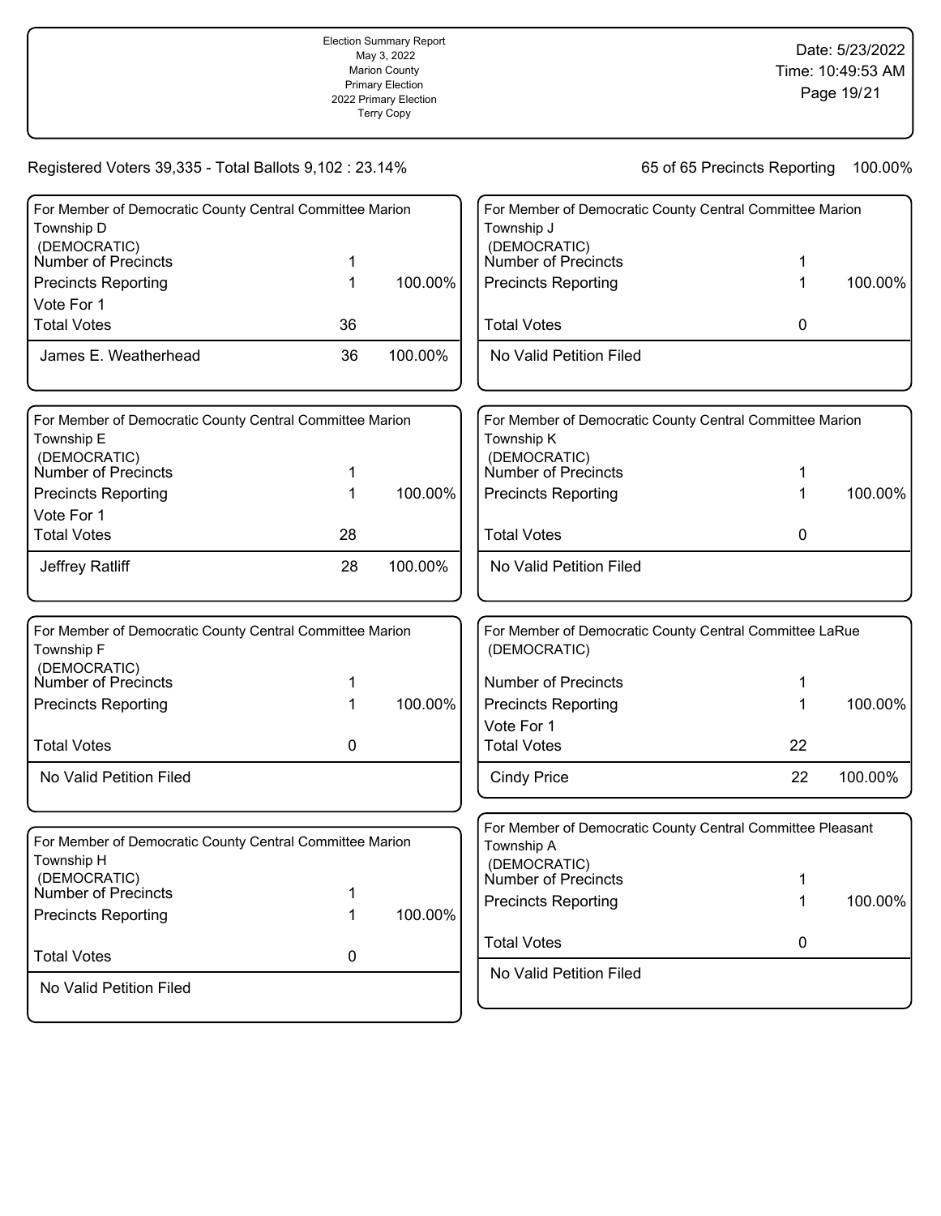Registered Voters 39,335 - Total Ballots 9,102 : 23.14%

65 of 65 Precincts Reporting 100.00%

### For Member of Democratic County Central Committee Marion Township D (DEMOCRATIC)

| | | |
|---|---|---|
| Number of Precincts | 1 | |
| Precincts Reporting | 1 | 100.00% |
| Vote For 1 | | |
| Total Votes | 36 | |
| James E. Weatherhead | 36 | 100.00% |

### For Member of Democratic County Central Committee Marion Township E (DEMOCRATIC)

| | | |
|---|---|---|
| Number of Precincts | 1 | |
| Precincts Reporting | 1 | 100.00% |
| Vote For 1 | | |
| Total Votes | 28 | |
| Jeffrey Ratliff | 28 | 100.00% |

### For Member of Democratic County Central Committee Marion Township F (DEMOCRATIC)

| | | |
|---|---|---|
| Number of Precincts | 1 | |
| Precincts Reporting | 1 | 100.00% |
| Total Votes | 0 | |
| No Valid Petition Filed | | |

### For Member of Democratic County Central Committee Marion Township H (DEMOCRATIC)

| | | |
|---|---|---|
| Number of Precincts | 1 | |
| Precincts Reporting | 1 | 100.00% |
| Total Votes | 0 | |
| No Valid Petition Filed | | |

### For Member of Democratic County Central Committee Marion Township J (DEMOCRATIC)

| | | |
|---|---|---|
| Number of Precincts | 1 | |
| Precincts Reporting | 1 | 100.00% |
| Total Votes | 0 | |
| No Valid Petition Filed | | |

### For Member of Democratic County Central Committee Marion Township K (DEMOCRATIC)

| | | |
|---|---|---|
| Number of Precincts | 1 | |
| Precincts Reporting | 1 | 100.00% |
| Total Votes | 0 | |
| No Valid Petition Filed | | |

### For Member of Democratic County Central Committee LaRue (DEMOCRATIC)

| | | |
|---|---|---|
| Number of Precincts | 1 | |
| Precincts Reporting | 1 | 100.00% |
| Vote For 1 | | |
| Total Votes | 22 | |
| Cindy Price | 22 | 100.00% |

### For Member of Democratic County Central Committee Pleasant Township A (DEMOCRATIC)

| | | |
|---|---|---|
| Number of Precincts | 1 | |
| Precincts Reporting | 1 | 100.00% |
| Total Votes | 0 | |
| No Valid Petition Filed | | |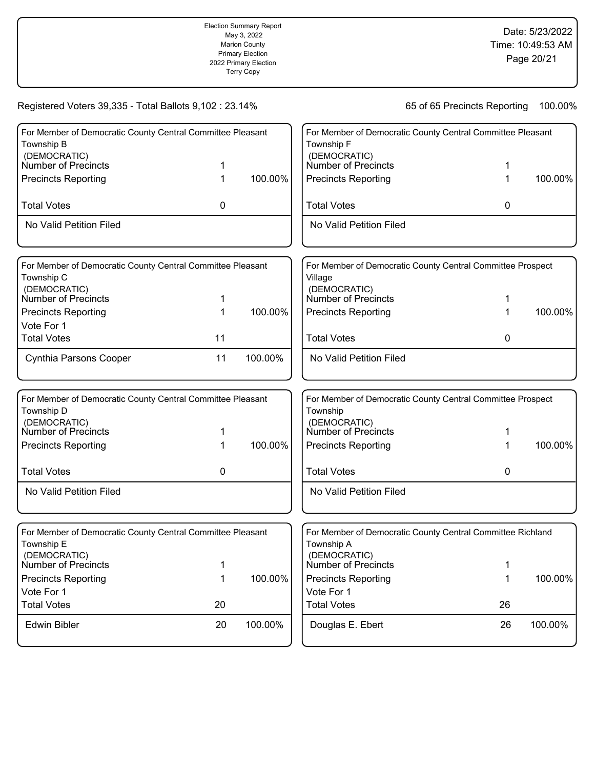Registered Voters 39,335 - Total Ballots 9,102 : 23.14%

65 of 65 Precincts Reporting 100.00%

### For Member of Democratic County Central Committee Pleasant Township B (DEMOCRATIC)

| | | |
|---|---|---|
| Number of Precincts | 1 | |
| Precincts Reporting | 1 | 100.00% |
| Total Votes | 0 | |

No Valid Petition Filed

### For Member of Democratic County Central Committee Pleasant Township C (DEMOCRATIC)

| | | |
|---|---|---|
| Number of Precincts | 1 | |
| Precincts Reporting | 1 | 100.00% |
| Vote For 1 | | |
| Total Votes | 11 | |
| Cynthia Parsons Cooper | 11 | 100.00% |

### For Member of Democratic County Central Committee Pleasant Township D (DEMOCRATIC)

| | | |
|---|---|---|
| Number of Precincts | 1 | |
| Precincts Reporting | 1 | 100.00% |
| Total Votes | 0 | |

No Valid Petition Filed

### For Member of Democratic County Central Committee Pleasant Township E (DEMOCRATIC)

| | | |
|---|---|---|
| Number of Precincts | 1 | |
| Precincts Reporting | 1 | 100.00% |
| Vote For 1 | | |
| Total Votes | 20 | |
| Edwin Bibler | 20 | 100.00% |

### For Member of Democratic County Central Committee Pleasant Township F (DEMOCRATIC)

| | | |
|---|---|---|
| Number of Precincts | 1 | |
| Precincts Reporting | 1 | 100.00% |
| Total Votes | 0 | |

No Valid Petition Filed

### For Member of Democratic County Central Committee Prospect Village (DEMOCRATIC)

| | | |
|---|---|---|
| Number of Precincts | 1 | |
| Precincts Reporting | 1 | 100.00% |
| Total Votes | 0 | |

No Valid Petition Filed

### For Member of Democratic County Central Committee Prospect Township (DEMOCRATIC)

| | | |
|---|---|---|
| Number of Precincts | 1 | |
| Precincts Reporting | 1 | 100.00% |
| Total Votes | 0 | |

No Valid Petition Filed

### For Member of Democratic County Central Committee Richland Township A (DEMOCRATIC)

| | | |
|---|---|---|
| Number of Precincts | 1 | |
| Precincts Reporting | 1 | 100.00% |
| Vote For 1 | | |
| Total Votes | 26 | |
| Douglas E. Ebert | 26 | 100.00% |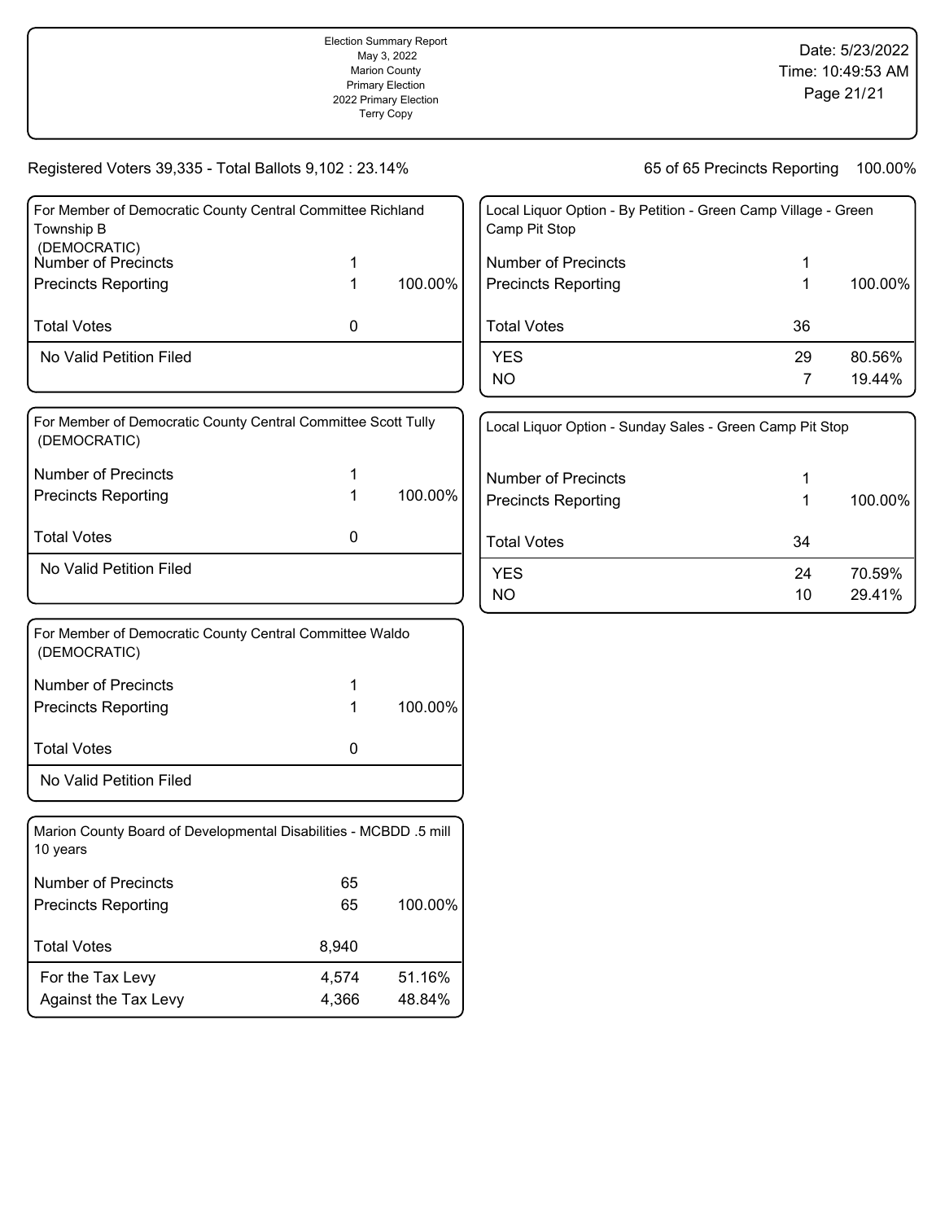Registered Voters 39,335 - Total Ballots 9,102 : 23.14%

65 of 65 Precincts Reporting 100.00%

### For Member of Democratic County Central Committee Richland Township B (DEMOCRATIC)

| | | |
|---|---|---|
| Number of Precincts | 1 | |
| Precincts Reporting | 1 | 100.00% |
| Total Votes | 0 | |

No Valid Petition Filed

### For Member of Democratic County Central Committee Scott Tully (DEMOCRATIC)

| | | |
|---|---|---|
| Number of Precincts | 1 | |
| Precincts Reporting | 1 | 100.00% |
| Total Votes | 0 | |

No Valid Petition Filed

### For Member of Democratic County Central Committee Waldo (DEMOCRATIC)

| | | |
|---|---|---|
| Number of Precincts | 1 | |
| Precincts Reporting | 1 | 100.00% |
| Total Votes | 0 | |

No Valid Petition Filed

### Marion County Board of Developmental Disabilities - MCBDD .5 mill 10 years

| | | |
|---|---|---|
| Number of Precincts | 65 | |
| Precincts Reporting | 65 | 100.00% |
| Total Votes | 8,940 | |
| For the Tax Levy | 4,574 | 51.16% |
| Against the Tax Levy | 4,366 | 48.84% |

### Local Liquor Option - By Petition - Green Camp Village - Green Camp Pit Stop

| | | |
|---|---|---|
| Number of Precincts | 1 | |
| Precincts Reporting | 1 | 100.00% |
| Total Votes | 36 | |
| YES | 29 | 80.56% |
| NO | 7 | 19.44% |

### Local Liquor Option - Sunday Sales - Green Camp Pit Stop

| | | |
|---|---|---|
| Number of Precincts | 1 | |
| Precincts Reporting | 1 | 100.00% |
| Total Votes | 34 | |
| YES | 24 | 70.59% |
| NO | 10 | 29.41% |